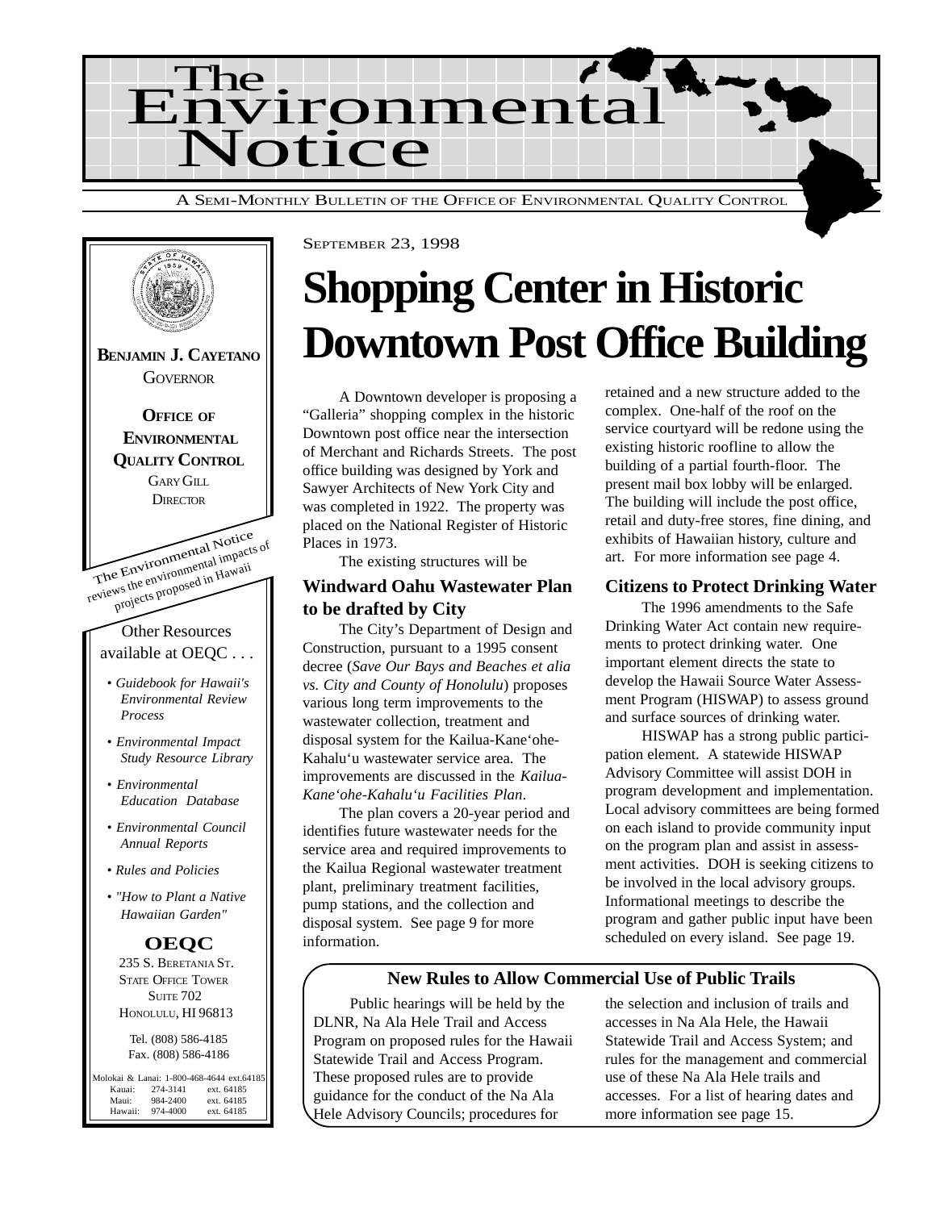# The Environmental Notice

A SEMI-MONTHLY BULLETIN OF THE OFFICE OF ENVIRONMENTAL QUALITY CONTROL

**BENJAMIN J. CAYETANO**
GOVERNOR

**OFFICE OF ENVIRONMENTAL QUALITY CONTROL**
GARY GILL
DIRECTOR

The Environmental Notice reviews the environmental impacts of projects proposed in Hawaii

Other Resources available at OEQC . . .

- *Guidebook for Hawaii's Environmental Review Process*
- *Environmental Impact Study Resource Library*
- *Environmental Education Database*
- *Environmental Council Annual Reports*
- *Rules and Policies*
- *"How to Plant a Native Hawaiian Garden"*

**OEQC**
235 S. BERETANIA ST.
STATE OFFICE TOWER
SUITE 702
HONOLULU, HI 96813

Tel. (808) 586-4185
Fax. (808) 586-4186

| | | |
|---|---|---|
| Molokai & Lanai: | 1-800-468-4644 | ext.64185 |
| Kauai: | 274-3141 | ext. 64185 |
| Maui: | 984-2400 | ext. 64185 |
| Hawaii: | 974-4000 | ext. 64185 |

SEPTEMBER 23, 1998

# Shopping Center in Historic Downtown Post Office Building

A Downtown developer is proposing a "Galleria" shopping complex in the historic Downtown post office near the intersection of Merchant and Richards Streets. The post office building was designed by York and Sawyer Architects of New York City and was completed in 1922. The property was placed on the National Register of Historic Places in 1973.

The existing structures will be retained and a new structure added to the complex. One-half of the roof on the service courtyard will be redone using the existing historic roofline to allow the building of a partial fourth-floor. The present mail box lobby will be enlarged. The building will include the post office, retail and duty-free stores, fine dining, and exhibits of Hawaiian history, culture and art. For more information see page 4.

### Windward Oahu Wastewater Plan to be drafted by City

The City's Department of Design and Construction, pursuant to a 1995 consent decree (*Save Our Bays and Beaches et alia vs. City and County of Honolulu*) proposes various long term improvements to the wastewater collection, treatment and disposal system for the Kailua-Kane'ohe-Kahalu'u wastewater service area. The improvements are discussed in the *Kailua-Kane'ohe-Kahalu'u Facilities Plan*.

The plan covers a 20-year period and identifies future wastewater needs for the service area and required improvements to the Kailua Regional wastewater treatment plant, preliminary treatment facilities, pump stations, and the collection and disposal system. See page 9 for more information.

### Citizens to Protect Drinking Water

The 1996 amendments to the Safe Drinking Water Act contain new requirements to protect drinking water. One important element directs the state to develop the Hawaii Source Water Assessment Program (HISWAP) to assess ground and surface sources of drinking water.

HISWAP has a strong public participation element. A statewide HISWAP Advisory Committee will assist DOH in program development and implementation. Local advisory committees are being formed on each island to provide community input on the program plan and assist in assessment activities. DOH is seeking citizens to be involved in the local advisory groups. Informational meetings to describe the program and gather public input have been scheduled on every island. See page 19.

### New Rules to Allow Commercial Use of Public Trails

Public hearings will be held by the DLNR, Na Ala Hele Trail and Access Program on proposed rules for the Hawaii Statewide Trail and Access Program. These proposed rules are to provide guidance for the conduct of the Na Ala Hele Advisory Councils; procedures for the selection and inclusion of trails and accesses in Na Ala Hele, the Hawaii Statewide Trail and Access System; and rules for the management and commercial use of these Na Ala Hele trails and accesses. For a list of hearing dates and more information see page 15.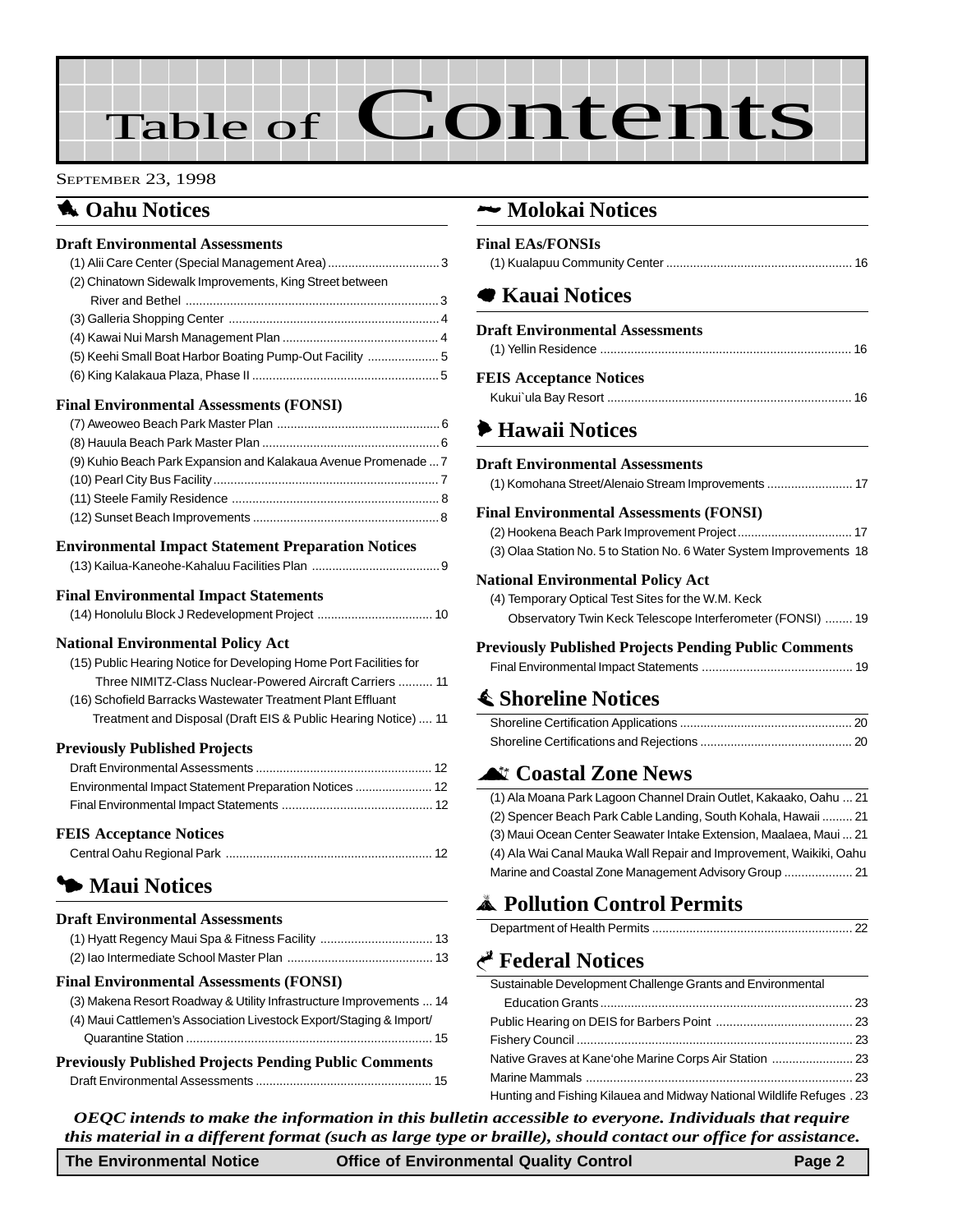# Table of Contents

SEPTEMBER 23, 1998

## Oahu Notices

### Draft Environmental Assessments

(1) Alii Care Center (Special Management Area) ... 3
(2) Chinatown Sidewalk Improvements, King Street between River and Bethel ... 3
(3) Galleria Shopping Center ... 4
(4) Kawai Nui Marsh Management Plan ... 4
(5) Keehi Small Boat Harbor Boating Pump-Out Facility ... 5
(6) King Kalakaua Plaza, Phase II ... 5

### Final Environmental Assessments (FONSI)

(7) Aweoweo Beach Park Master Plan ... 6
(8) Hauula Beach Park Master Plan ... 6
(9) Kuhio Beach Park Expansion and Kalakaua Avenue Promenade ... 7
(10) Pearl City Bus Facility ... 7
(11) Steele Family Residence ... 8
(12) Sunset Beach Improvements ... 8

### Environmental Impact Statement Preparation Notices

(13) Kailua-Kaneohe-Kahaluu Facilities Plan ... 9

### Final Environmental Impact Statements

(14) Honolulu Block J Redevelopment Project ... 10

### National Environmental Policy Act

(15) Public Hearing Notice for Developing Home Port Facilities for Three NIMITZ-Class Nuclear-Powered Aircraft Carriers ... 11
(16) Schofield Barracks Wastewater Treatment Plant Effluant Treatment and Disposal (Draft EIS & Public Hearing Notice) ... 11

### Previously Published Projects

Draft Environmental Assessments ... 12
Environmental Impact Statement Preparation Notices ... 12
Final Environmental Impact Statements ... 12

### FEIS Acceptance Notices

Central Oahu Regional Park ... 12

## Maui Notices

### Draft Environmental Assessments

(1) Hyatt Regency Maui Spa & Fitness Facility ... 13
(2) Iao Intermediate School Master Plan ... 13

### Final Environmental Assessments (FONSI)

(3) Makena Resort Roadway & Utility Infrastructure Improvements ... 14
(4) Maui Cattlemen's Association Livestock Export/Staging & Import/Quarantine Station ... 15

### Previously Published Projects Pending Public Comments

Draft Environmental Assessments ... 15

## Molokai Notices

### Final EAs/FONSIs

(1) Kualapuu Community Center ... 16

## Kauai Notices

### Draft Environmental Assessments

(1) Yellin Residence ... 16

### FEIS Acceptance Notices

Kukui`ula Bay Resort ... 16

## Hawaii Notices

### Draft Environmental Assessments

(1) Komohana Street/Alenaio Stream Improvements ... 17

### Final Environmental Assessments (FONSI)

(2) Hookena Beach Park Improvement Project ... 17
(3) Olaa Station No. 5 to Station No. 6 Water System Improvements ... 18

### National Environmental Policy Act

(4) Temporary Optical Test Sites for the W.M. Keck Observatory Twin Keck Telescope Interferometer (FONSI) ... 19

### Previously Published Projects Pending Public Comments

Final Environmental Impact Statements ... 19

## Shoreline Notices

Shoreline Certification Applications ... 20
Shoreline Certifications and Rejections ... 20

## Coastal Zone News

(1) Ala Moana Park Lagoon Channel Drain Outlet, Kakaako, Oahu ... 21
(2) Spencer Beach Park Cable Landing, South Kohala, Hawaii ... 21
(3) Maui Ocean Center Seawater Intake Extension, Maalaea, Maui ... 21
(4) Ala Wai Canal Mauka Wall Repair and Improvement, Waikiki, Oahu
Marine and Coastal Zone Management Advisory Group ... 21

## Pollution Control Permits

Department of Health Permits ... 22

## Federal Notices

Sustainable Development Challenge Grants and Environmental Education Grants ... 23
Public Hearing on DEIS for Barbers Point ... 23
Fishery Council ... 23
Native Graves at Kane'ohe Marine Corps Air Station ... 23
Marine Mammals ... 23
Hunting and Fishing Kilauea and Midway National Wildlife Refuges ... 23

***OEQC intends to make the information in this bulletin accessible to everyone. Individuals that require this material in a different format (such as large type or braille), should contact our office for assistance.***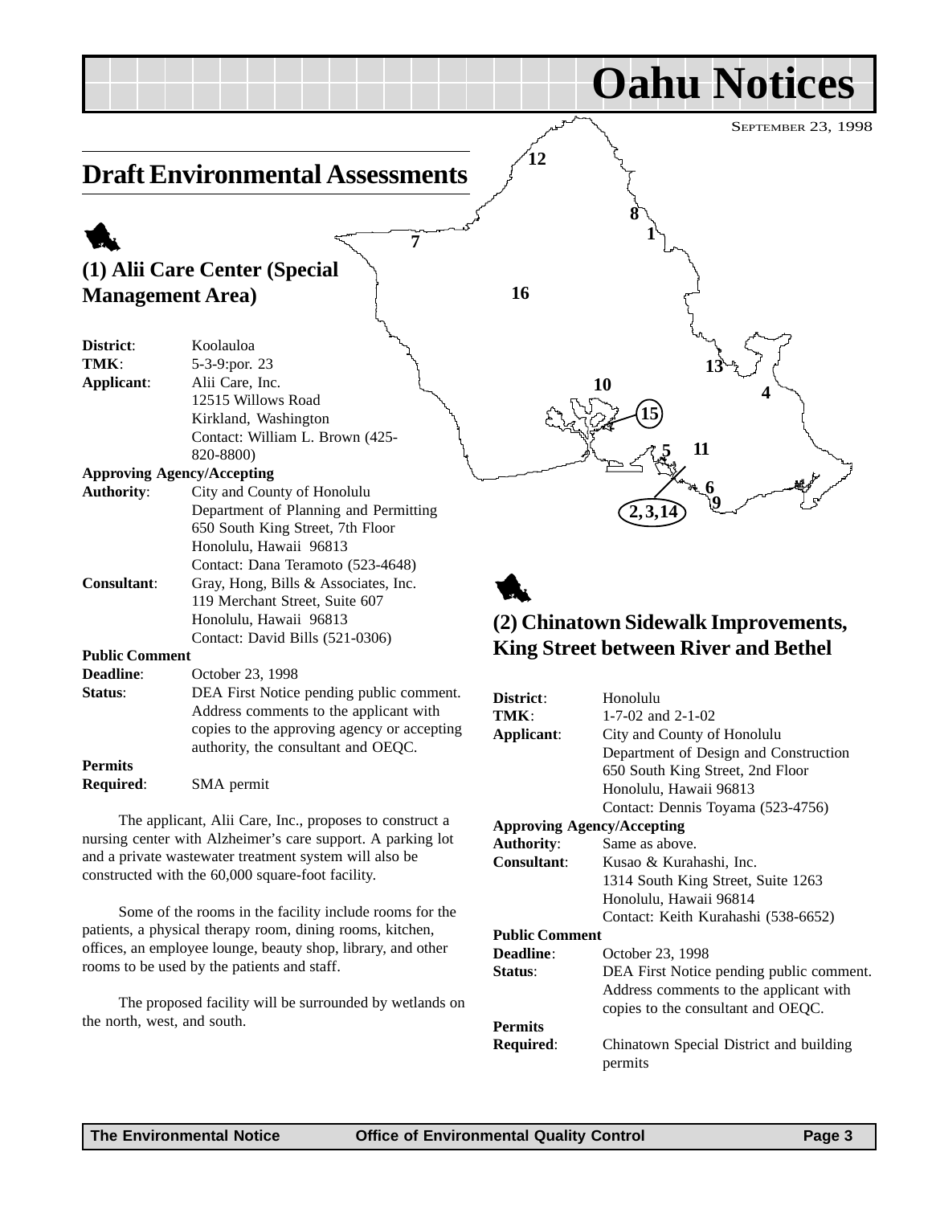# Oahu Notices

SEPTEMBER 23, 1998

## Draft Environmental Assessments

### (1) Alii Care Center (Special Management Area)

**District**: Koolauloa
**TMK**: 5-3-9:por. 23
**Applicant**: Alii Care, Inc.
12515 Willows Road
Kirkland, Washington
Contact: William L. Brown (425-820-8800)

**Approving Agency/Accepting Authority**: City and County of Honolulu
Department of Planning and Permitting
650 South King Street, 7th Floor
Honolulu, Hawaii 96813
Contact: Dana Teramoto (523-4648)

**Consultant**: Gray, Hong, Bills & Associates, Inc.
119 Merchant Street, Suite 607
Honolulu, Hawaii 96813
Contact: David Bills (521-0306)

**Public Comment Deadline**: October 23, 1998

**Status**: DEA First Notice pending public comment. Address comments to the applicant with copies to the approving agency or accepting authority, the consultant and OEQC.

**Permits Required**: SMA permit

The applicant, Alii Care, Inc., proposes to construct a nursing center with Alzheimer's care support. A parking lot and a private wastewater treatment system will also be constructed with the 60,000 square-foot facility.

Some of the rooms in the facility include rooms for the patients, a physical therapy room, dining rooms, kitchen, offices, an employee lounge, beauty shop, library, and other rooms to be used by the patients and staff.

The proposed facility will be surrounded by wetlands on the north, west, and south.

### (2) Chinatown Sidewalk Improvements, King Street between River and Bethel

**District**: Honolulu
**TMK**: 1-7-02 and 2-1-02
**Applicant**: City and County of Honolulu
Department of Design and Construction
650 South King Street, 2nd Floor
Honolulu, Hawaii 96813
Contact: Dennis Toyama (523-4756)

**Approving Agency/Accepting Authority**: Same as above.

**Consultant**: Kusao & Kurahashi, Inc.
1314 South King Street, Suite 1263
Honolulu, Hawaii 96814
Contact: Keith Kurahashi (538-6652)

**Public Comment Deadline**: October 23, 1998

**Status**: DEA First Notice pending public comment. Address comments to the applicant with copies to the consultant and OEQC.

**Permits Required**: Chinatown Special District and building permits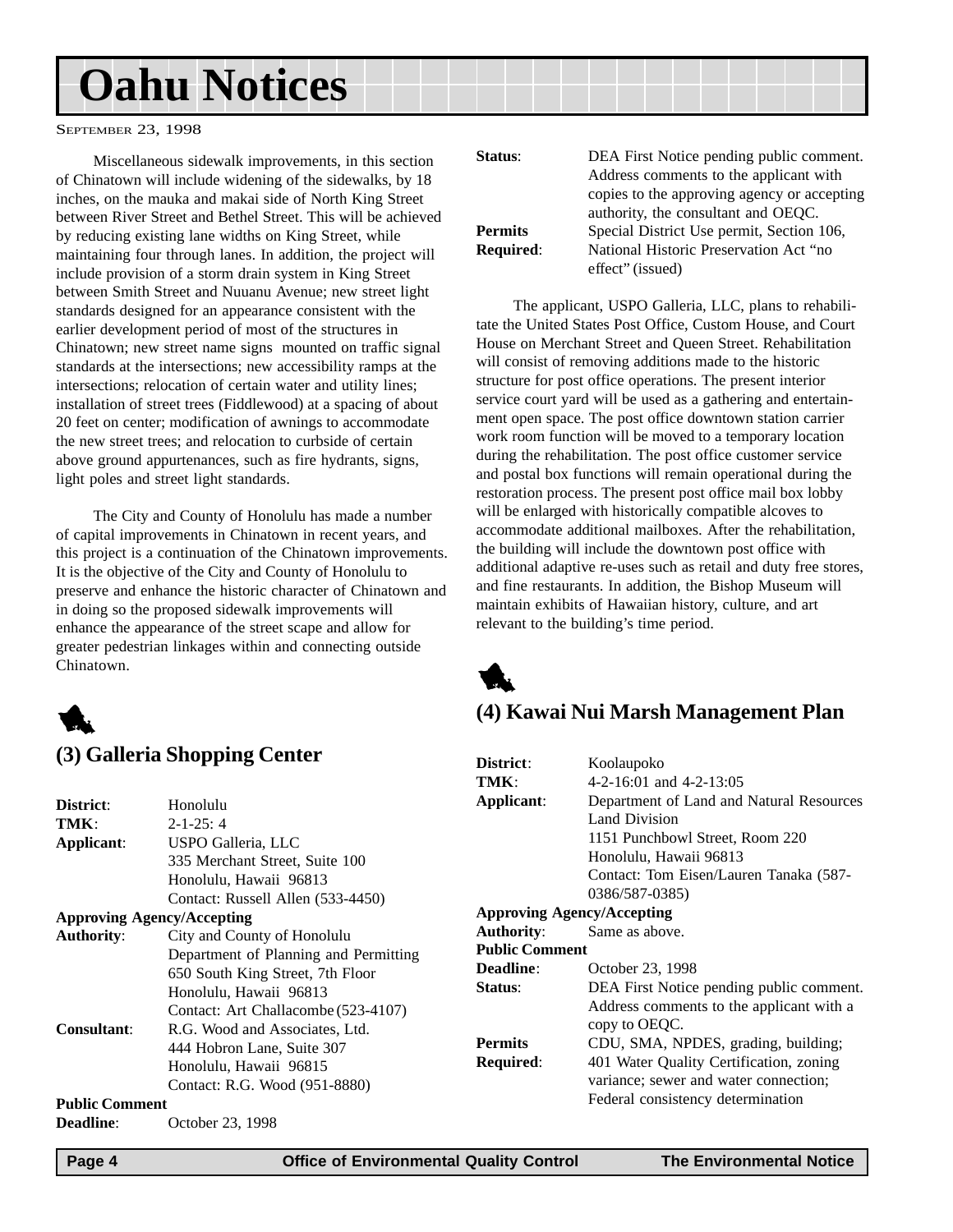# Oahu Notices

September 23, 1998

Miscellaneous sidewalk improvements, in this section of Chinatown will include widening of the sidewalks, by 18 inches, on the mauka and makai side of North King Street between River Street and Bethel Street. This will be achieved by reducing existing lane widths on King Street, while maintaining four through lanes. In addition, the project will include provision of a storm drain system in King Street between Smith Street and Nuuanu Avenue; new street light standards designed for an appearance consistent with the earlier development period of most of the structures in Chinatown; new street name signs mounted on traffic signal standards at the intersections; new accessibility ramps at the intersections; relocation of certain water and utility lines; installation of street trees (Fiddlewood) at a spacing of about 20 feet on center; modification of awnings to accommodate the new street trees; and relocation to curbside of certain above ground appurtenances, such as fire hydrants, signs, light poles and street light standards.

The City and County of Honolulu has made a number of capital improvements in Chinatown in recent years, and this project is a continuation of the Chinatown improvements. It is the objective of the City and County of Honolulu to preserve and enhance the historic character of Chinatown and in doing so the proposed sidewalk improvements will enhance the appearance of the street scape and allow for greater pedestrian linkages within and connecting outside Chinatown.

## (3) Galleria Shopping Center

**District**: Honolulu
**TMK**: 2-1-25: 4
**Applicant**: USPO Galleria, LLC
335 Merchant Street, Suite 100
Honolulu, Hawaii 96813
Contact: Russell Allen (533-4450)
**Approving Agency/Accepting Authority**: City and County of Honolulu
Department of Planning and Permitting
650 South King Street, 7th Floor
Honolulu, Hawaii 96813
Contact: Art Challacombe (523-4107)
**Consultant**: R.G. Wood and Associates, Ltd.
444 Hobron Lane, Suite 307
Honolulu, Hawaii 96815
Contact: R.G. Wood (951-8880)
**Public Comment Deadline**: October 23, 1998
**Status**: DEA First Notice pending public comment. Address comments to the applicant with copies to the approving agency or accepting authority, the consultant and OEQC.
**Permits Required**: Special District Use permit, Section 106, National Historic Preservation Act "no effect" (issued)

The applicant, USPO Galleria, LLC, plans to rehabilitate the United States Post Office, Custom House, and Court House on Merchant Street and Queen Street. Rehabilitation will consist of removing additions made to the historic structure for post office operations. The present interior service court yard will be used as a gathering and entertainment open space. The post office downtown station carrier work room function will be moved to a temporary location during the rehabilitation. The post office customer service and postal box functions will remain operational during the restoration process. The present post office mail box lobby will be enlarged with historically compatible alcoves to accommodate additional mailboxes. After the rehabilitation, the building will include the downtown post office with additional adaptive re-uses such as retail and duty free stores, and fine restaurants. In addition, the Bishop Museum will maintain exhibits of Hawaiian history, culture, and art relevant to the building's time period.

## (4) Kawai Nui Marsh Management Plan

**District**: Koolaupoko
**TMK**: 4-2-16:01 and 4-2-13:05
**Applicant**: Department of Land and Natural Resources
Land Division
1151 Punchbowl Street, Room 220
Honolulu, Hawaii 96813
Contact: Tom Eisen/Lauren Tanaka (587-0386/587-0385)
**Approving Agency/Accepting Authority**: Same as above.
**Public Comment Deadline**: October 23, 1998
**Status**: DEA First Notice pending public comment. Address comments to the applicant with a copy to OEQC.
**Permits Required**: CDU, SMA, NPDES, grading, building; 401 Water Quality Certification, zoning variance; sewer and water connection; Federal consistency determination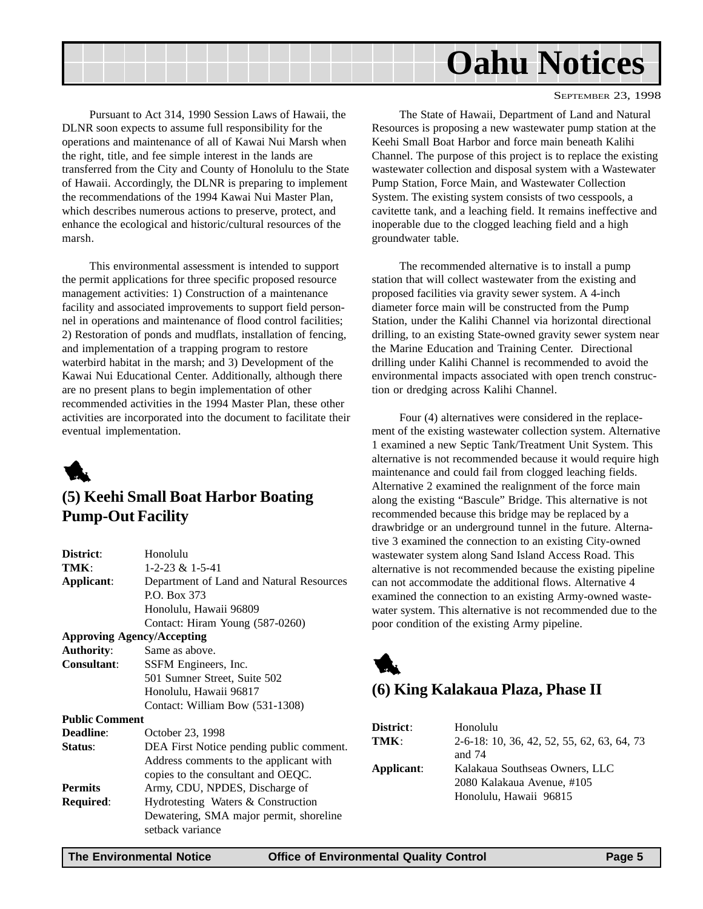# Oahu Notices

September 23, 1998

Pursuant to Act 314, 1990 Session Laws of Hawaii, the DLNR soon expects to assume full responsibility for the operations and maintenance of all of Kawai Nui Marsh when the right, title, and fee simple interest in the lands are transferred from the City and County of Honolulu to the State of Hawaii. Accordingly, the DLNR is preparing to implement the recommendations of the 1994 Kawai Nui Master Plan, which describes numerous actions to preserve, protect, and enhance the ecological and historic/cultural resources of the marsh.

This environmental assessment is intended to support the permit applications for three specific proposed resource management activities: 1) Construction of a maintenance facility and associated improvements to support field personnel in operations and maintenance of flood control facilities; 2) Restoration of ponds and mudflats, installation of fencing, and implementation of a trapping program to restore waterbird habitat in the marsh; and 3) Development of the Kawai Nui Educational Center. Additionally, although there are no present plans to begin implementation of other recommended activities in the 1994 Master Plan, these other activities are incorporated into the document to facilitate their eventual implementation.

## (5) Keehi Small Boat Harbor Boating Pump-Out Facility

**District**: Honolulu
**TMK**: 1-2-23 & 1-5-41
**Applicant**: Department of Land and Natural Resources
P.O. Box 373
Honolulu, Hawaii 96809
Contact: Hiram Young (587-0260)

**Approving Agency/Accepting Authority**: Same as above.
**Consultant**: SSFM Engineers, Inc.
501 Sumner Street, Suite 502
Honolulu, Hawaii 96817
Contact: William Bow (531-1308)

**Public Comment Deadline**: October 23, 1998
**Status**: DEA First Notice pending public comment. Address comments to the applicant with copies to the consultant and OEQC.
**Permits Required**: Army, CDU, NPDES, Discharge of Hydrotesting Waters & Construction Dewatering, SMA major permit, shoreline setback variance

The State of Hawaii, Department of Land and Natural Resources is proposing a new wastewater pump station at the Keehi Small Boat Harbor and force main beneath Kalihi Channel. The purpose of this project is to replace the existing wastewater collection and disposal system with a Wastewater Pump Station, Force Main, and Wastewater Collection System. The existing system consists of two cesspools, a cavitette tank, and a leaching field. It remains ineffective and inoperable due to the clogged leaching field and a high groundwater table.

The recommended alternative is to install a pump station that will collect wastewater from the existing and proposed facilities via gravity sewer system. A 4-inch diameter force main will be constructed from the Pump Station, under the Kalihi Channel via horizontal directional drilling, to an existing State-owned gravity sewer system near the Marine Education and Training Center. Directional drilling under Kalihi Channel is recommended to avoid the environmental impacts associated with open trench construction or dredging across Kalihi Channel.

Four (4) alternatives were considered in the replacement of the existing wastewater collection system. Alternative 1 examined a new Septic Tank/Treatment Unit System. This alternative is not recommended because it would require high maintenance and could fail from clogged leaching fields. Alternative 2 examined the realignment of the force main along the existing "Bascule" Bridge. This alternative is not recommended because this bridge may be replaced by a drawbridge or an underground tunnel in the future. Alternative 3 examined the connection to an existing City-owned wastewater system along Sand Island Access Road. This alternative is not recommended because the existing pipeline can not accommodate the additional flows. Alternative 4 examined the connection to an existing Army-owned wastewater system. This alternative is not recommended due to the poor condition of the existing Army pipeline.

## (6) King Kalakaua Plaza, Phase II

**District**: Honolulu
**TMK**: 2-6-18: 10, 36, 42, 52, 55, 62, 63, 64, 73 and 74
**Applicant**: Kalakaua Southseas Owners, LLC
2080 Kalakaua Avenue, #105
Honolulu, Hawaii 96815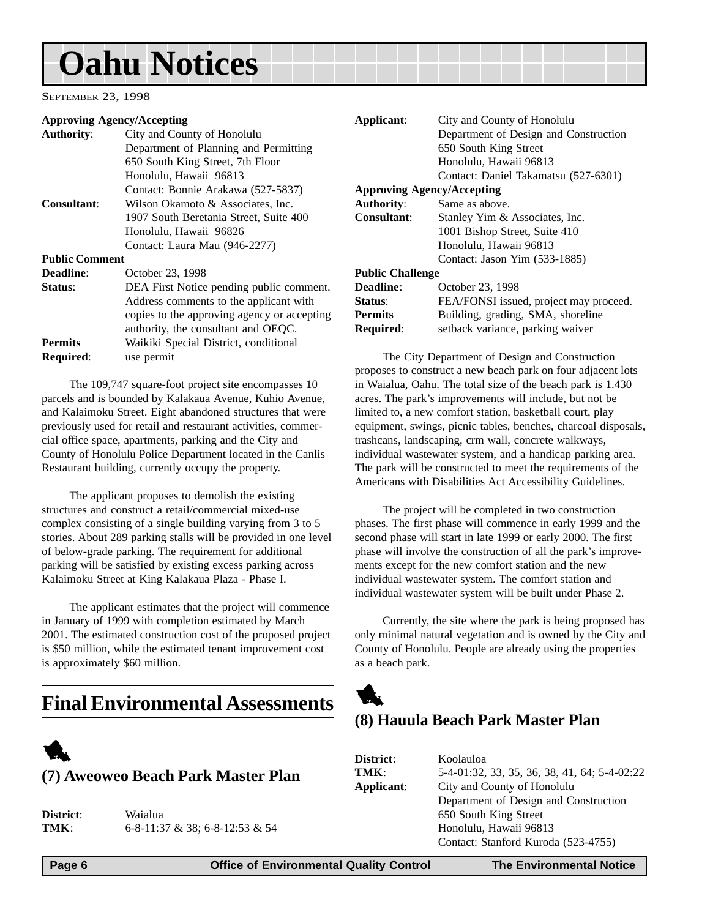# Oahu Notices

SEPTEMBER 23, 1998

**Approving Agency/Accepting**

**Authority**: City and County of Honolulu
Department of Planning and Permitting
650 South King Street, 7th Floor
Honolulu, Hawaii 96813
Contact: Bonnie Arakawa (527-5837)

**Consultant**: Wilson Okamoto & Associates, Inc.
1907 South Beretania Street, Suite 400
Honolulu, Hawaii 96826
Contact: Laura Mau (946-2277)

**Public Comment**

**Deadline**: October 23, 1998

**Status**: DEA First Notice pending public comment. Address comments to the applicant with copies to the approving agency or accepting authority, the consultant and OEQC.

**Permits Required**: Waikiki Special District, conditional use permit

The 109,747 square-foot project site encompasses 10 parcels and is bounded by Kalakaua Avenue, Kuhio Avenue, and Kalaimoku Street. Eight abandoned structures that were previously used for retail and restaurant activities, commercial office space, apartments, parking and the City and County of Honolulu Police Department located in the Canlis Restaurant building, currently occupy the property.

The applicant proposes to demolish the existing structures and construct a retail/commercial mixed-use complex consisting of a single building varying from 3 to 5 stories. About 289 parking stalls will be provided in one level of below-grade parking. The requirement for additional parking will be satisfied by existing excess parking across Kalaimoku Street at King Kalakaua Plaza - Phase I.

The applicant estimates that the project will commence in January of 1999 with completion estimated by March 2001. The estimated construction cost of the proposed project is $50 million, while the estimated tenant improvement cost is approximately $60 million.

## Final Environmental Assessments

### (7) Aweoweo Beach Park Master Plan

**District**: Waialua

**TMK**: 6-8-11:37 & 38; 6-8-12:53 & 54

**Applicant**: City and County of Honolulu
Department of Design and Construction
650 South King Street
Honolulu, Hawaii 96813
Contact: Daniel Takamatsu (527-6301)

**Approving Agency/Accepting**

**Authority**: Same as above.

**Consultant**: Stanley Yim & Associates, Inc.
1001 Bishop Street, Suite 410
Honolulu, Hawaii 96813
Contact: Jason Yim (533-1885)

**Public Challenge**

**Deadline**: October 23, 1998

**Status**: FEA/FONSI issued, project may proceed.

**Permits Required**: Building, grading, SMA, shoreline setback variance, parking waiver

The City Department of Design and Construction proposes to construct a new beach park on four adjacent lots in Waialua, Oahu. The total size of the beach park is 1.430 acres. The park's improvements will include, but not be limited to, a new comfort station, basketball court, play equipment, swings, picnic tables, benches, charcoal disposals, trashcans, landscaping, crm wall, concrete walkways, individual wastewater system, and a handicap parking area. The park will be constructed to meet the requirements of the Americans with Disabilities Act Accessibility Guidelines.

The project will be completed in two construction phases. The first phase will commence in early 1999 and the second phase will start in late 1999 or early 2000. The first phase will involve the construction of all the park's improvements except for the new comfort station and the new individual wastewater system. The comfort station and individual wastewater system will be built under Phase 2.

Currently, the site where the park is being proposed has only minimal natural vegetation and is owned by the City and County of Honolulu. People are already using the properties as a beach park.

### (8) Hauula Beach Park Master Plan

**District**: Koolauloa

**TMK**: 5-4-01:32, 33, 35, 36, 38, 41, 64; 5-4-02:22

**Applicant**: City and County of Honolulu
Department of Design and Construction
650 South King Street
Honolulu, Hawaii 96813
Contact: Stanford Kuroda (523-4755)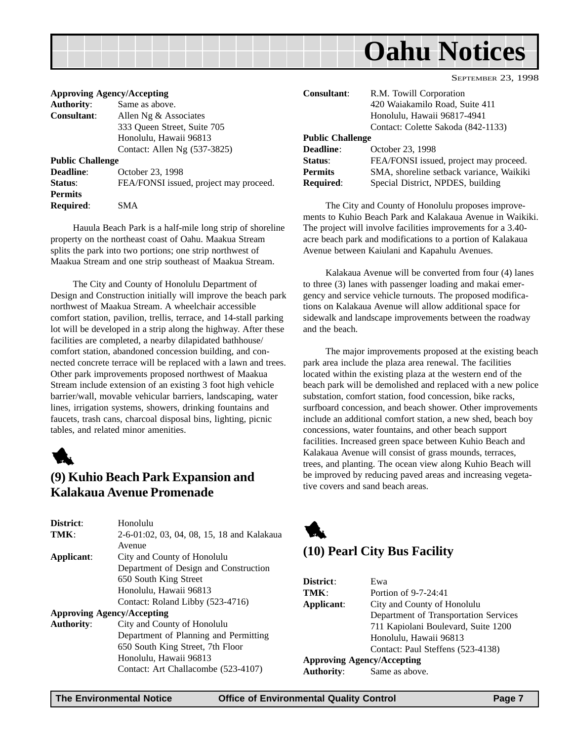**Approving Agency/Accepting**
**Authority**: Same as above.
**Consultant**: Allen Ng & Associates
333 Queen Street, Suite 705
Honolulu, Hawaii 96813
Contact: Allen Ng (537-3825)
**Public Challenge**
**Deadline**: October 23, 1998
**Status**: FEA/FONSI issued, project may proceed.
**Permits**
**Required**: SMA

Hauula Beach Park is a half-mile long strip of shoreline property on the northeast coast of Oahu. Maakua Stream splits the park into two portions; one strip northwest of Maakua Stream and one strip southeast of Maakua Stream.

The City and County of Honolulu Department of Design and Construction initially will improve the beach park northwest of Maakua Stream. A wheelchair accessible comfort station, pavilion, trellis, terrace, and 14-stall parking lot will be developed in a strip along the highway. After these facilities are completed, a nearby dilapidated bathhouse/ comfort station, abandoned concession building, and connected concrete terrace will be replaced with a lawn and trees. Other park improvements proposed northwest of Maakua Stream include extension of an existing 3 foot high vehicle barrier/wall, movable vehicular barriers, landscaping, water lines, irrigation systems, showers, drinking fountains and faucets, trash cans, charcoal disposal bins, lighting, picnic tables, and related minor amenities.

## (9) Kuhio Beach Park Expansion and Kalakaua Avenue Promenade

**District**: Honolulu
**TMK**: 2-6-01:02, 03, 04, 08, 15, 18 and Kalakaua Avenue
**Applicant**: City and County of Honolulu
Department of Design and Construction
650 South King Street
Honolulu, Hawaii 96813
Contact: Roland Libby (523-4716)
**Approving Agency/Accepting**
**Authority**: City and County of Honolulu
Department of Planning and Permitting
650 South King Street, 7th Floor
Honolulu, Hawaii 96813
Contact: Art Challacombe (523-4107)
**Consultant**: R.M. Towill Corporation
420 Waiakamilo Road, Suite 411
Honolulu, Hawaii 96817-4941
Contact: Colette Sakoda (842-1133)
**Public Challenge**
**Deadline**: October 23, 1998
**Status**: FEA/FONSI issued, project may proceed.
**Permits** SMA, shoreline setback variance, Waikiki
**Required**: Special District, NPDES, building

The City and County of Honolulu proposes improvements to Kuhio Beach Park and Kalakaua Avenue in Waikiki. The project will involve facilities improvements for a 3.40-acre beach park and modifications to a portion of Kalakaua Avenue between Kaiulani and Kapahulu Avenues.

Kalakaua Avenue will be converted from four (4) lanes to three (3) lanes with passenger loading and makai emergency and service vehicle turnouts. The proposed modifications on Kalakaua Avenue will allow additional space for sidewalk and landscape improvements between the roadway and the beach.

The major improvements proposed at the existing beach park area include the plaza area renewal. The facilities located within the existing plaza at the western end of the beach park will be demolished and replaced with a new police substation, comfort station, food concession, bike racks, surfboard concession, and beach shower. Other improvements include an additional comfort station, a new shed, beach boy concessions, water fountains, and other beach support facilities. Increased green space between Kuhio Beach and Kalakaua Avenue will consist of grass mounds, terraces, trees, and planting. The ocean view along Kuhio Beach will be improved by reducing paved areas and increasing vegetative covers and sand beach areas.

## (10) Pearl City Bus Facility

**District**: Ewa
**TMK**: Portion of 9-7-24:41
**Applicant**: City and County of Honolulu
Department of Transportation Services
711 Kapiolani Boulevard, Suite 1200
Honolulu, Hawaii 96813
Contact: Paul Steffens (523-4138)
**Approving Agency/Accepting**
**Authority**: Same as above.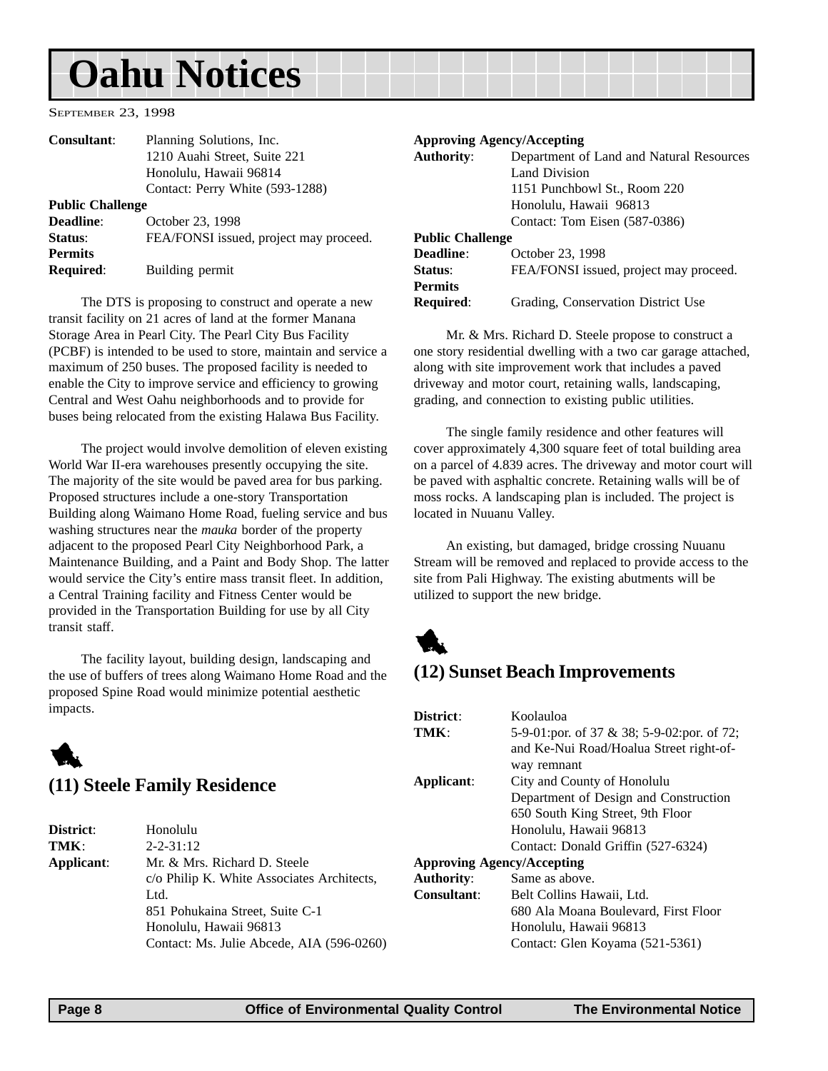# Oahu Notices

SEPTEMBER 23, 1998

**Consultant**: Planning Solutions, Inc.
1210 Auahi Street, Suite 221
Honolulu, Hawaii 96814
Contact: Perry White (593-1288)

**Public Challenge**
**Deadline**: October 23, 1998
**Status**: FEA/FONSI issued, project may proceed.
**Permits**
**Required**: Building permit

The DTS is proposing to construct and operate a new transit facility on 21 acres of land at the former Manana Storage Area in Pearl City. The Pearl City Bus Facility (PCBF) is intended to be used to store, maintain and service a maximum of 250 buses. The proposed facility is needed to enable the City to improve service and efficiency to growing Central and West Oahu neighborhoods and to provide for buses being relocated from the existing Halawa Bus Facility.

The project would involve demolition of eleven existing World War II-era warehouses presently occupying the site. The majority of the site would be paved area for bus parking. Proposed structures include a one-story Transportation Building along Waimano Home Road, fueling service and bus washing structures near the *mauka* border of the property adjacent to the proposed Pearl City Neighborhood Park, a Maintenance Building, and a Paint and Body Shop. The latter would service the City's entire mass transit fleet. In addition, a Central Training facility and Fitness Center would be provided in the Transportation Building for use by all City transit staff.

The facility layout, building design, landscaping and the use of buffers of trees along Waimano Home Road and the proposed Spine Road would minimize potential aesthetic impacts.

## (11) Steele Family Residence

**District**: Honolulu
**TMK**: 2-2-31:12
**Applicant**: Mr. & Mrs. Richard D. Steele
c/o Philip K. White Associates Architects, Ltd.
851 Pohukaina Street, Suite C-1
Honolulu, Hawaii 96813
Contact: Ms. Julie Abcede, AIA (596-0260)

**Approving Agency/Accepting**
**Authority**: Department of Land and Natural Resources
Land Division
1151 Punchbowl St., Room 220
Honolulu, Hawaii 96813
Contact: Tom Eisen (587-0386)

**Public Challenge**
**Deadline**: October 23, 1998
**Status**: FEA/FONSI issued, project may proceed.
**Permits**
**Required**: Grading, Conservation District Use

Mr. & Mrs. Richard D. Steele propose to construct a one story residential dwelling with a two car garage attached, along with site improvement work that includes a paved driveway and motor court, retaining walls, landscaping, grading, and connection to existing public utilities.

The single family residence and other features will cover approximately 4,300 square feet of total building area on a parcel of 4.839 acres. The driveway and motor court will be paved with asphaltic concrete. Retaining walls will be of moss rocks. A landscaping plan is included. The project is located in Nuuanu Valley.

An existing, but damaged, bridge crossing Nuuanu Stream will be removed and replaced to provide access to the site from Pali Highway. The existing abutments will be utilized to support the new bridge.

## (12) Sunset Beach Improvements

**District**: Koolauloa
**TMK**: 5-9-01:por. of 37 & 38; 5-9-02:por. of 72; and Ke-Nui Road/Hoalua Street right-of-way remnant
**Applicant**: City and County of Honolulu
Department of Design and Construction
650 South King Street, 9th Floor
Honolulu, Hawaii 96813
Contact: Donald Griffin (527-6324)

**Approving Agency/Accepting**
**Authority**: Same as above.
**Consultant**: Belt Collins Hawaii, Ltd.
680 Ala Moana Boulevard, First Floor
Honolulu, Hawaii 96813
Contact: Glen Koyama (521-5361)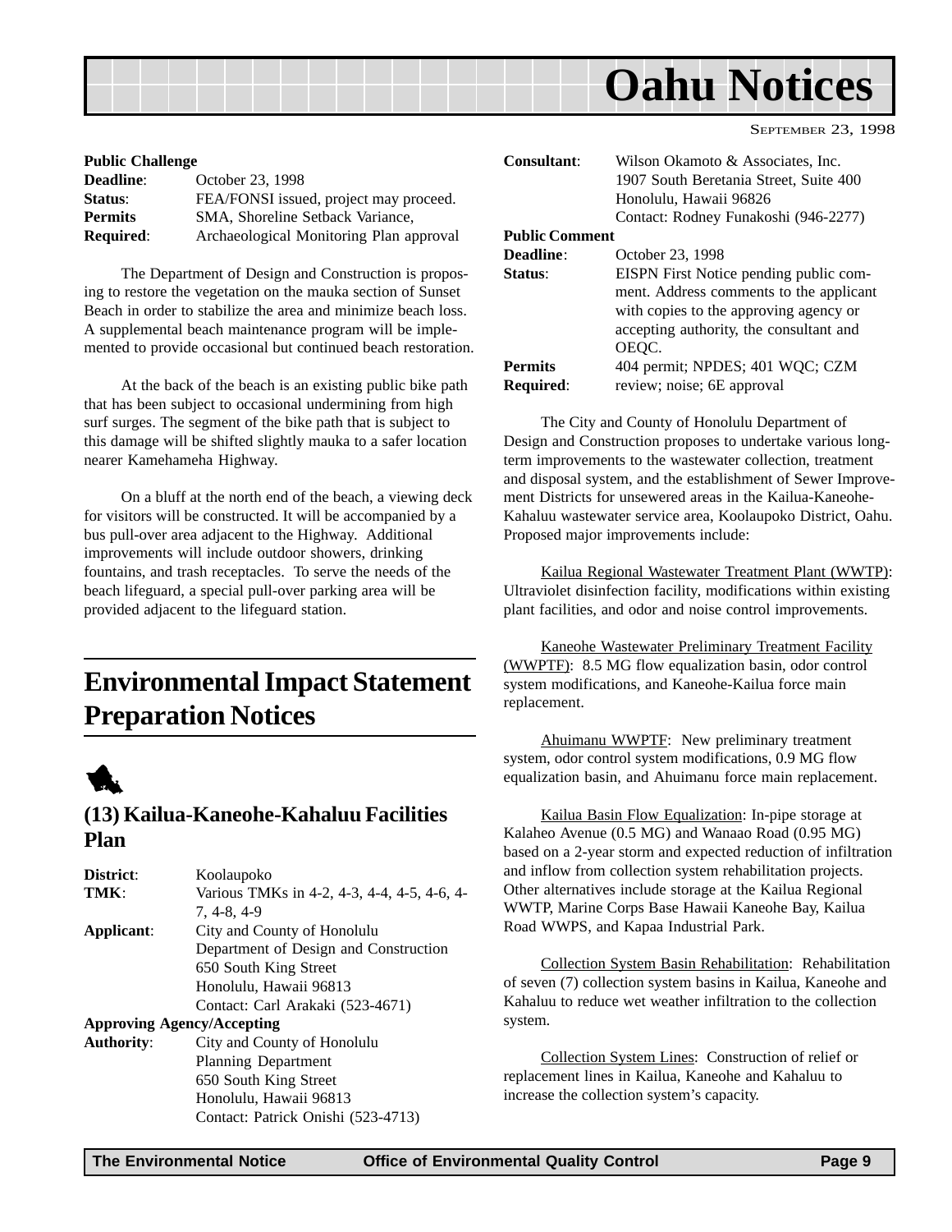**Public Challenge**

| | |
|---|---|
| **Deadline**: | October 23, 1998 |
| **Status**: | FEA/FONSI issued, project may proceed. |
| **Permits Required**: | SMA, Shoreline Setback Variance, Archaeological Monitoring Plan approval |

The Department of Design and Construction is proposing to restore the vegetation on the mauka section of Sunset Beach in order to stabilize the area and minimize beach loss. A supplemental beach maintenance program will be implemented to provide occasional but continued beach restoration.

At the back of the beach is an existing public bike path that has been subject to occasional undermining from high surf surges. The segment of the bike path that is subject to this damage will be shifted slightly mauka to a safer location nearer Kamehameha Highway.

On a bluff at the north end of the beach, a viewing deck for visitors will be constructed. It will be accompanied by a bus pull-over area adjacent to the Highway. Additional improvements will include outdoor showers, drinking fountains, and trash receptacles. To serve the needs of the beach lifeguard, a special pull-over parking area will be provided adjacent to the lifeguard station.

# Environmental Impact Statement Preparation Notices

## (13) Kailua-Kaneohe-Kahaluu Facilities Plan

| | |
|---|---|
| **District**: | Koolaupoko |
| **TMK**: | Various TMKs in 4-2, 4-3, 4-4, 4-5, 4-6, 4-7, 4-8, 4-9 |
| **Applicant**: | City and County of Honolulu<br>Department of Design and Construction<br>650 South King Street<br>Honolulu, Hawaii 96813<br>Contact: Carl Arakaki (523-4671) |
| **Approving Agency/Accepting Authority**: | City and County of Honolulu<br>Planning Department<br>650 South King Street<br>Honolulu, Hawaii 96813<br>Contact: Patrick Onishi (523-4713) |
| **Consultant**: | Wilson Okamoto & Associates, Inc.<br>1907 South Beretania Street, Suite 400<br>Honolulu, Hawaii 96826<br>Contact: Rodney Funakoshi (946-2277) |

**Public Comment**

| | |
|---|---|
| **Deadline**: | October 23, 1998 |
| **Status**: | EISPN First Notice pending public comment. Address comments to the applicant with copies to the approving agency or accepting authority, the consultant and OEQC. |
| **Permits Required**: | 404 permit; NPDES; 401 WQC; CZM review; noise; 6E approval |

The City and County of Honolulu Department of Design and Construction proposes to undertake various long-term improvements to the wastewater collection, treatment and disposal system, and the establishment of Sewer Improvement Districts for unsewered areas in the Kailua-Kaneohe-Kahaluu wastewater service area, Koolaupoko District, Oahu. Proposed major improvements include:

Kailua Regional Wastewater Treatment Plant (WWTP): Ultraviolet disinfection facility, modifications within existing plant facilities, and odor and noise control improvements.

Kaneohe Wastewater Preliminary Treatment Facility (WWPTF): 8.5 MG flow equalization basin, odor control system modifications, and Kaneohe-Kailua force main replacement.

Ahuimanu WWPTF: New preliminary treatment system, odor control system modifications, 0.9 MG flow equalization basin, and Ahuimanu force main replacement.

Kailua Basin Flow Equalization: In-pipe storage at Kalaheo Avenue (0.5 MG) and Wanaao Road (0.95 MG) based on a 2-year storm and expected reduction of infiltration and inflow from collection system rehabilitation projects. Other alternatives include storage at the Kailua Regional WWTP, Marine Corps Base Hawaii Kaneohe Bay, Kailua Road WWPS, and Kapaa Industrial Park.

Collection System Basin Rehabilitation: Rehabilitation of seven (7) collection system basins in Kailua, Kaneohe and Kahaluu to reduce wet weather infiltration to the collection system.

Collection System Lines: Construction of relief or replacement lines in Kailua, Kaneohe and Kahaluu to increase the collection system's capacity.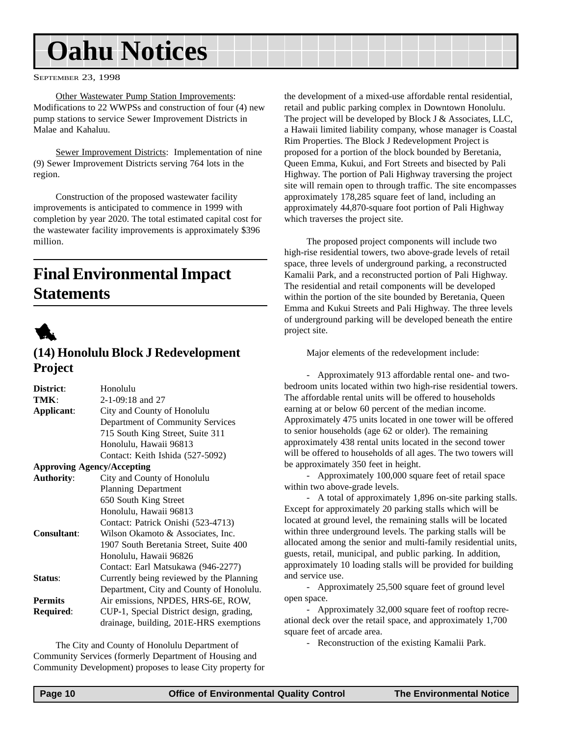Other Wastewater Pump Station Improvements: Modifications to 22 WWPSs and construction of four (4) new pump stations to service Sewer Improvement Districts in Malae and Kahaluu.

Sewer Improvement Districts: Implementation of nine (9) Sewer Improvement Districts serving 764 lots in the region.

Construction of the proposed wastewater facility improvements is anticipated to commence in 1999 with completion by year 2020. The total estimated capital cost for the wastewater facility improvements is approximately $396 million.

# Final Environmental Impact Statements

## (14) Honolulu Block J Redevelopment Project

**District**: Honolulu
**TMK**: 2-1-09:18 and 27
**Applicant**: City and County of Honolulu
Department of Community Services
715 South King Street, Suite 311
Honolulu, Hawaii 96813
Contact: Keith Ishida (527-5092)
**Approving Agency/Accepting Authority**: City and County of Honolulu
Planning Department
650 South King Street
Honolulu, Hawaii 96813
Contact: Patrick Onishi (523-4713)
**Consultant**: Wilson Okamoto & Associates, Inc.
1907 South Beretania Street, Suite 400
Honolulu, Hawaii 96826
Contact: Earl Matsukawa (946-2277)
**Status**: Currently being reviewed by the Planning Department, City and County of Honolulu.
**Permits Required**: Air emissions, NPDES, HRS-6E, ROW, CUP-1, Special District design, grading, drainage, building, 201E-HRS exemptions

The City and County of Honolulu Department of Community Services (formerly Department of Housing and Community Development) proposes to lease City property for the development of a mixed-use affordable rental residential, retail and public parking complex in Downtown Honolulu. The project will be developed by Block J & Associates, LLC, a Hawaii limited liability company, whose manager is Coastal Rim Properties. The Block J Redevelopment Project is proposed for a portion of the block bounded by Beretania, Queen Emma, Kukui, and Fort Streets and bisected by Pali Highway. The portion of Pali Highway traversing the project site will remain open to through traffic. The site encompasses approximately 178,285 square feet of land, including an approximately 44,870-square foot portion of Pali Highway which traverses the project site.

The proposed project components will include two high-rise residential towers, two above-grade levels of retail space, three levels of underground parking, a reconstructed Kamalii Park, and a reconstructed portion of Pali Highway. The residential and retail components will be developed within the portion of the site bounded by Beretania, Queen Emma and Kukui Streets and Pali Highway. The three levels of underground parking will be developed beneath the entire project site.

Major elements of the redevelopment include:

- Approximately 913 affordable rental one- and two-bedroom units located within two high-rise residential towers. The affordable rental units will be offered to households earning at or below 60 percent of the median income. Approximately 475 units located in one tower will be offered to senior households (age 62 or older). The remaining approximately 438 rental units located in the second tower will be offered to households of all ages. The two towers will be approximately 350 feet in height.
- Approximately 100,000 square feet of retail space within two above-grade levels.
- A total of approximately 1,896 on-site parking stalls. Except for approximately 20 parking stalls which will be located at ground level, the remaining stalls will be located within three underground levels. The parking stalls will be allocated among the senior and multi-family residential units, guests, retail, municipal, and public parking. In addition, approximately 10 loading stalls will be provided for building and service use.
- Approximately 25,500 square feet of ground level open space.
- Approximately 32,000 square feet of rooftop recreational deck over the retail space, and approximately 1,700 square feet of arcade area.
- Reconstruction of the existing Kamalii Park.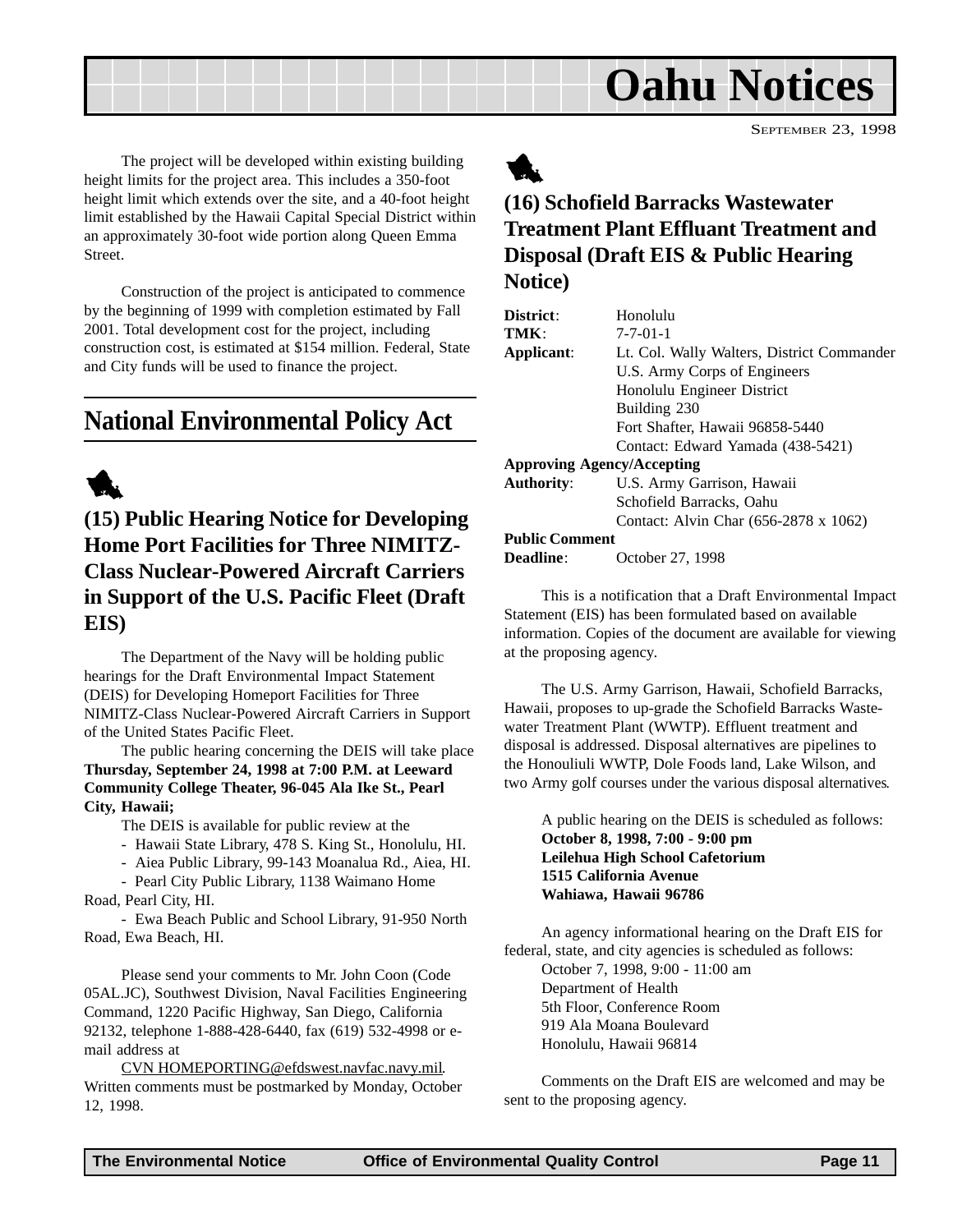The project will be developed within existing building height limits for the project area. This includes a 350-foot height limit which extends over the site, and a 40-foot height limit established by the Hawaii Capital Special District within an approximately 30-foot wide portion along Queen Emma Street.

Construction of the project is anticipated to commence by the beginning of 1999 with completion estimated by Fall 2001. Total development cost for the project, including construction cost, is estimated at $154 million. Federal, State and City funds will be used to finance the project.

## National Environmental Policy Act

### (15) Public Hearing Notice for Developing Home Port Facilities for Three NIMITZ-Class Nuclear-Powered Aircraft Carriers in Support of the U.S. Pacific Fleet (Draft EIS)

The Department of the Navy will be holding public hearings for the Draft Environmental Impact Statement (DEIS) for Developing Homeport Facilities for Three NIMITZ-Class Nuclear-Powered Aircraft Carriers in Support of the United States Pacific Fleet.

The public hearing concerning the DEIS will take place **Thursday, September 24, 1998 at 7:00 P.M. at Leeward Community College Theater, 96-045 Ala Ike St., Pearl City, Hawaii;**

The DEIS is available for public review at the

- Hawaii State Library, 478 S. King St., Honolulu, HI.
- Aiea Public Library, 99-143 Moanalua Rd., Aiea, HI.
- Pearl City Public Library, 1138 Waimano Home Road, Pearl City, HI.
- Ewa Beach Public and School Library, 91-950 North Road, Ewa Beach, HI.

Please send your comments to Mr. John Coon (Code 05AL.JC), Southwest Division, Naval Facilities Engineering Command, 1220 Pacific Highway, San Diego, California 92132, telephone 1-888-428-6440, fax (619) 532-4998 or e-mail address at

CVN HOMEPORTING@efdswest.navfac.navy.mil. Written comments must be postmarked by Monday, October 12, 1998.

### (16) Schofield Barracks Wastewater Treatment Plant Effluent Treatment and Disposal (Draft EIS & Public Hearing Notice)

**District**: Honolulu
**TMK**: 7-7-01-1
**Applicant**: Lt. Col. Wally Walters, District Commander
U.S. Army Corps of Engineers
Honolulu Engineer District
Building 230
Fort Shafter, Hawaii 96858-5440
Contact: Edward Yamada (438-5421)
**Approving Agency/Accepting Authority**: U.S. Army Garrison, Hawaii
Schofield Barracks, Oahu
Contact: Alvin Char (656-2878 x 1062)
**Public Comment Deadline**: October 27, 1998

This is a notification that a Draft Environmental Impact Statement (EIS) has been formulated based on available information. Copies of the document are available for viewing at the proposing agency.

The U.S. Army Garrison, Hawaii, Schofield Barracks, Hawaii, proposes to up-grade the Schofield Barracks Wastewater Treatment Plant (WWTP). Effluent treatment and disposal is addressed. Disposal alternatives are pipelines to the Honouliuli WWTP, Dole Foods land, Lake Wilson, and two Army golf courses under the various disposal alternatives.

A public hearing on the DEIS is scheduled as follows:
**October 8, 1998, 7:00 - 9:00 pm**
**Leilehua High School Cafetorium**
**1515 California Avenue**
**Wahiawa, Hawaii 96786**

An agency informational hearing on the Draft EIS for federal, state, and city agencies is scheduled as follows:
October 7, 1998, 9:00 - 11:00 am
Department of Health
5th Floor, Conference Room
919 Ala Moana Boulevard
Honolulu, Hawaii 96814

Comments on the Draft EIS are welcomed and may be sent to the proposing agency.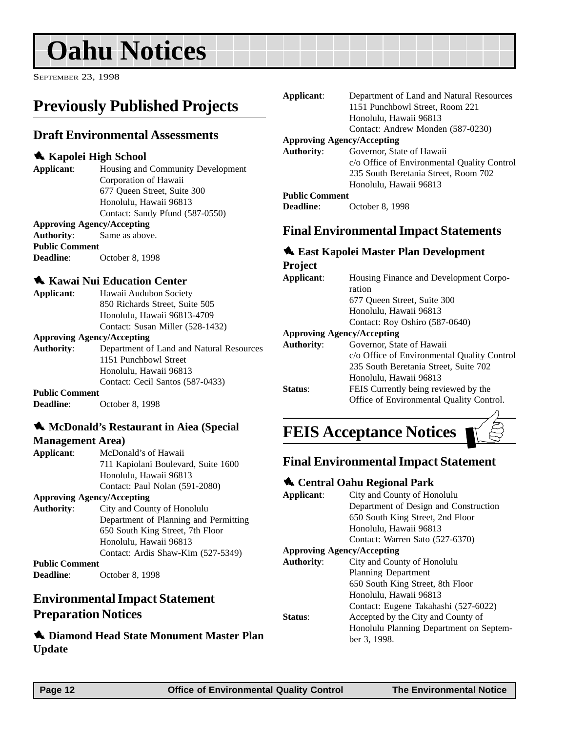# Oahu Notices

SEPTEMBER 23, 1998

## Previously Published Projects

### Draft Environmental Assessments

#### Kapolei High School

**Applicant**: Housing and Community Development Corporation of Hawaii
677 Queen Street, Suite 300
Honolulu, Hawaii 96813
Contact: Sandy Pfund (587-0550)

**Approving Agency/Accepting Authority**: Same as above.

**Public Comment Deadline**: October 8, 1998

#### Kawai Nui Education Center

**Applicant**: Hawaii Audubon Society
850 Richards Street, Suite 505
Honolulu, Hawaii 96813-4709
Contact: Susan Miller (528-1432)

**Approving Agency/Accepting Authority**: Department of Land and Natural Resources
1151 Punchbowl Street
Honolulu, Hawaii 96813
Contact: Cecil Santos (587-0433)

**Public Comment Deadline**: October 8, 1998

#### McDonald's Restaurant in Aiea (Special Management Area)

**Applicant**: McDonald's of Hawaii
711 Kapiolani Boulevard, Suite 1600
Honolulu, Hawaii 96813
Contact: Paul Nolan (591-2080)

**Approving Agency/Accepting Authority**: City and County of Honolulu
Department of Planning and Permitting
650 South King Street, 7th Floor
Honolulu, Hawaii 96813
Contact: Ardis Shaw-Kim (527-5349)

**Public Comment Deadline**: October 8, 1998

### Environmental Impact Statement Preparation Notices

#### Diamond Head State Monument Master Plan Update

**Applicant**: Department of Land and Natural Resources
1151 Punchbowl Street, Room 221
Honolulu, Hawaii 96813
Contact: Andrew Monden (587-0230)

**Approving Agency/Accepting Authority**: Governor, State of Hawaii
c/o Office of Environmental Quality Control
235 South Beretania Street, Room 702
Honolulu, Hawaii 96813

**Public Comment Deadline**: October 8, 1998

### Final Environmental Impact Statements

#### East Kapolei Master Plan Development Project

**Applicant**: Housing Finance and Development Corporation
677 Queen Street, Suite 300
Honolulu, Hawaii 96813
Contact: Roy Oshiro (587-0640)

**Approving Agency/Accepting Authority**: Governor, State of Hawaii
c/o Office of Environmental Quality Control
235 South Beretania Street, Suite 702
Honolulu, Hawaii 96813

**Status**: FEIS Currently being reviewed by the Office of Environmental Quality Control.

## FEIS Acceptance Notices

### Final Environmental Impact Statement

#### Central Oahu Regional Park

**Applicant**: City and County of Honolulu
Department of Design and Construction
650 South King Street, 2nd Floor
Honolulu, Hawaii 96813
Contact: Warren Sato (527-6370)

**Approving Agency/Accepting Authority**: City and County of Honolulu
Planning Department
650 South King Street, 8th Floor
Honolulu, Hawaii 96813
Contact: Eugene Takahashi (527-6022)

**Status**: Accepted by the City and County of Honolulu Planning Department on September 3, 1998.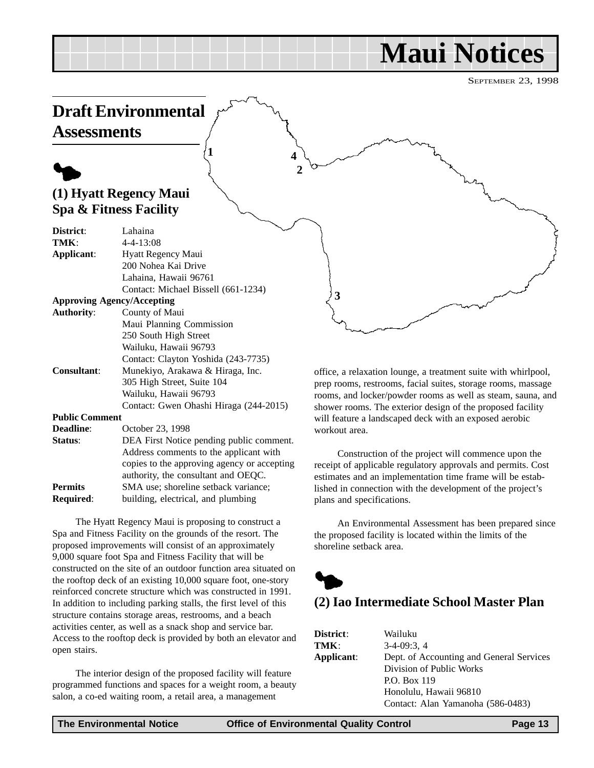# Maui Notices

SEPTEMBER 23, 1998

## Draft Environmental Assessments

### (1) Hyatt Regency Maui Spa & Fitness Facility

**District**: Lahaina
**TMK**: 4-4-13:08
**Applicant**: Hyatt Regency Maui
200 Nohea Kai Drive
Lahaina, Hawaii 96761
Contact: Michael Bissell (661-1234)
**Approving Agency/Accepting Authority**: County of Maui
Maui Planning Commission
250 South High Street
Wailuku, Hawaii 96793
Contact: Clayton Yoshida (243-7735)
**Consultant**: Munekiyo, Arakawa & Hiraga, Inc.
305 High Street, Suite 104
Wailuku, Hawaii 96793
Contact: Gwen Ohashi Hiraga (244-2015)
**Public Comment Deadline**: October 23, 1998
**Status**: DEA First Notice pending public comment. Address comments to the applicant with copies to the approving agency or accepting authority, the consultant and OEQC.
**Permits Required**: SMA use; shoreline setback variance; building, electrical, and plumbing

The Hyatt Regency Maui is proposing to construct a Spa and Fitness Facility on the grounds of the resort. The proposed improvements will consist of an approximately 9,000 square foot Spa and Fitness Facility that will be constructed on the site of an outdoor function area situated on the rooftop deck of an existing 10,000 square foot, one-story reinforced concrete structure which was constructed in 1991. In addition to including parking stalls, the first level of this structure contains storage areas, restrooms, and a beach activities center, as well as a snack shop and service bar. Access to the rooftop deck is provided by both an elevator and open stairs.

The interior design of the proposed facility will feature programmed functions and spaces for a weight room, a beauty salon, a co-ed waiting room, a retail area, a management office, a relaxation lounge, a treatment suite with whirlpool, prep rooms, restrooms, facial suites, storage rooms, massage rooms, and locker/powder rooms as well as steam, sauna, and shower rooms. The exterior design of the proposed facility will feature a landscaped deck with an exposed aerobic workout area.

Construction of the project will commence upon the receipt of applicable regulatory approvals and permits. Cost estimates and an implementation time frame will be established in connection with the development of the project's plans and specifications.

An Environmental Assessment has been prepared since the proposed facility is located within the limits of the shoreline setback area.

### (2) Iao Intermediate School Master Plan

**District**: Wailuku
**TMK**: 3-4-09:3, 4
**Applicant**: Dept. of Accounting and General Services
Division of Public Works
P.O. Box 119
Honolulu, Hawaii 96810
Contact: Alan Yamanoha (586-0483)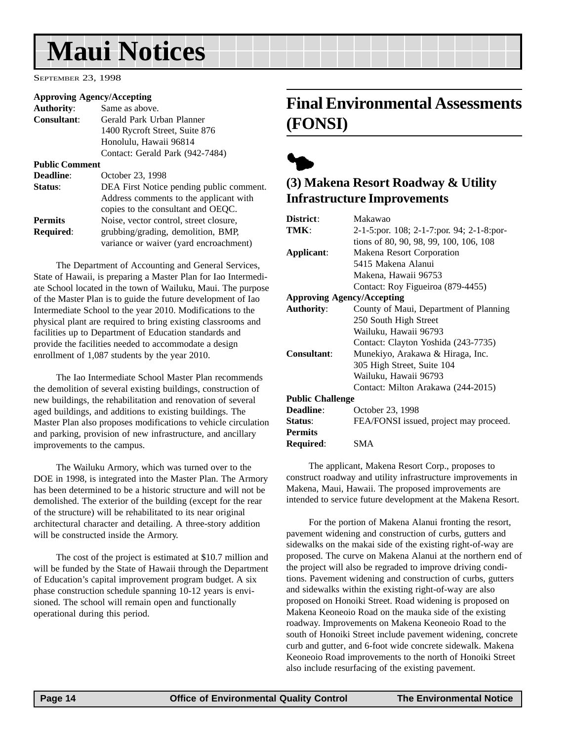# Maui Notices

September 23, 1998

**Approving Agency/Accepting**
**Authority**: Same as above.
**Consultant**: Gerald Park Urban Planner
1400 Rycroft Street, Suite 876
Honolulu, Hawaii 96814
Contact: Gerald Park (942-7484)
**Public Comment**
**Deadline**: October 23, 1998
**Status**: DEA First Notice pending public comment. Address comments to the applicant with copies to the consultant and OEQC.
**Permits Required**: Noise, vector control, street closure, grubbing/grading, demolition, BMP, variance or waiver (yard encroachment)

The Department of Accounting and General Services, State of Hawaii, is preparing a Master Plan for Iao Intermediate School located in the town of Wailuku, Maui. The purpose of the Master Plan is to guide the future development of Iao Intermediate School to the year 2010. Modifications to the physical plant are required to bring existing classrooms and facilities up to Department of Education standards and provide the facilities needed to accommodate a design enrollment of 1,087 students by the year 2010.

The Iao Intermediate School Master Plan recommends the demolition of several existing buildings, construction of new buildings, the rehabilitation and renovation of several aged buildings, and additions to existing buildings. The Master Plan also proposes modifications to vehicle circulation and parking, provision of new infrastructure, and ancillary improvements to the campus.

The Wailuku Armory, which was turned over to the DOE in 1998, is integrated into the Master Plan. The Armory has been determined to be a historic structure and will not be demolished. The exterior of the building (except for the rear of the structure) will be rehabilitated to its near original architectural character and detailing. A three-story addition will be constructed inside the Armory.

The cost of the project is estimated at $10.7 million and will be funded by the State of Hawaii through the Department of Education's capital improvement program budget. A six phase construction schedule spanning 10-12 years is envisioned. The school will remain open and functionally operational during this period.

## Final Environmental Assessments (FONSI)

### (3) Makena Resort Roadway & Utility Infrastructure Improvements

**District**: Makawao
**TMK**: 2-1-5:por. 108; 2-1-7:por. 94; 2-1-8:portions of 80, 90, 98, 99, 100, 106, 108
**Applicant**: Makena Resort Corporation
5415 Makena Alanui
Makena, Hawaii 96753
Contact: Roy Figueiroa (879-4455)
**Approving Agency/Accepting**
**Authority**: County of Maui, Department of Planning
250 South High Street
Wailuku, Hawaii 96793
Contact: Clayton Yoshida (243-7735)
**Consultant**: Munekiyo, Arakawa & Hiraga, Inc.
305 High Street, Suite 104
Wailuku, Hawaii 96793
Contact: Milton Arakawa (244-2015)
**Public Challenge**
**Deadline**: October 23, 1998
**Status**: FEA/FONSI issued, project may proceed.
**Permits Required**: SMA

The applicant, Makena Resort Corp., proposes to construct roadway and utility infrastructure improvements in Makena, Maui, Hawaii. The proposed improvements are intended to service future development at the Makena Resort.

For the portion of Makena Alanui fronting the resort, pavement widening and construction of curbs, gutters and sidewalks on the makai side of the existing right-of-way are proposed. The curve on Makena Alanui at the northern end of the project will also be regraded to improve driving conditions. Pavement widening and construction of curbs, gutters and sidewalks within the existing right-of-way are also proposed on Honoiki Street. Road widening is proposed on Makena Keoneoio Road on the mauka side of the existing roadway. Improvements on Makena Keoneoio Road to the south of Honoiki Street include pavement widening, concrete curb and gutter, and 6-foot wide concrete sidewalk. Makena Keoneoio Road improvements to the north of Honoiki Street also include resurfacing of the existing pavement.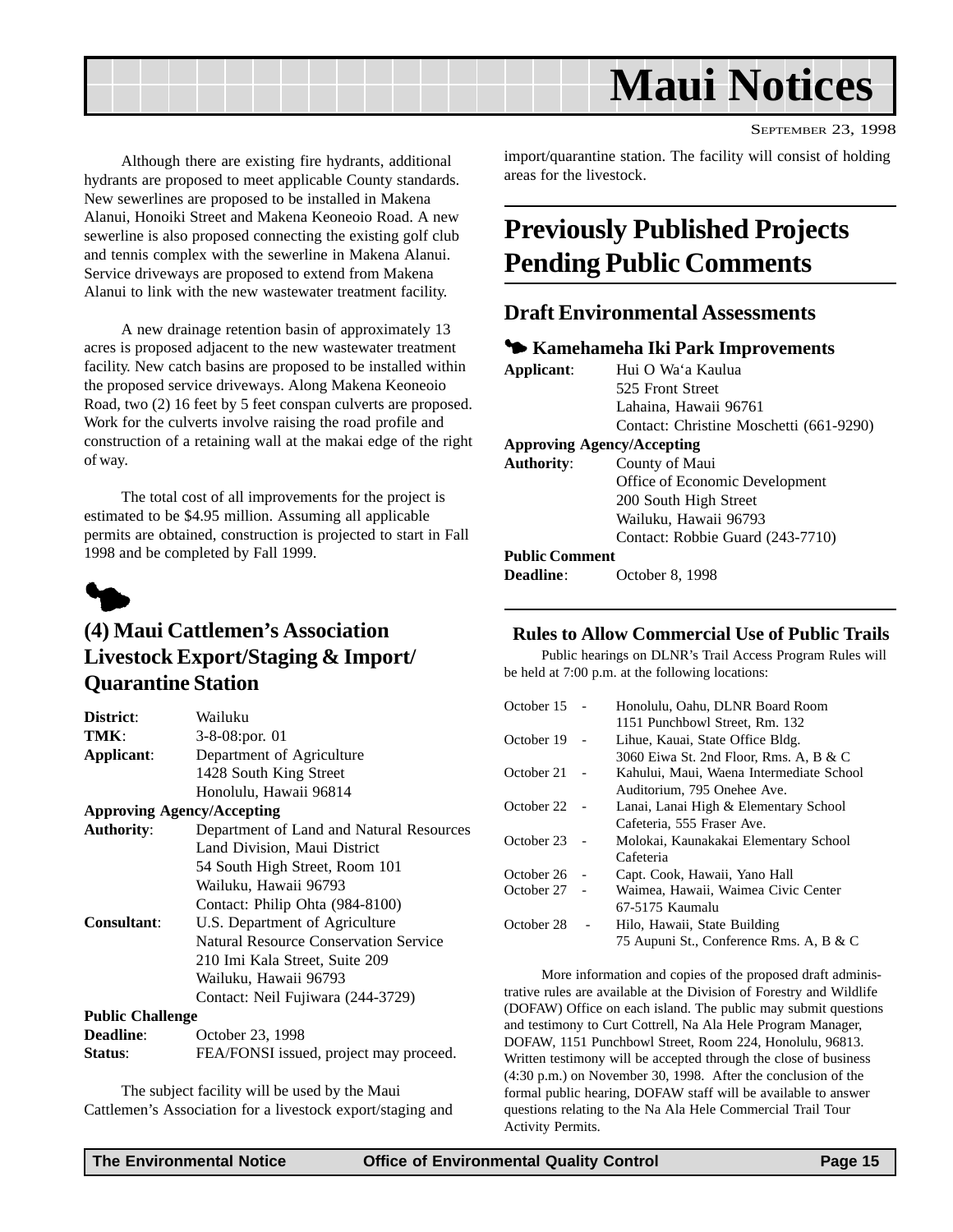# Maui Notices

SEPTEMBER 23, 1998

Although there are existing fire hydrants, additional hydrants are proposed to meet applicable County standards. New sewerlines are proposed to be installed in Makena Alanui, Honoiki Street and Makena Keoneoio Road. A new sewerline is also proposed connecting the existing golf club and tennis complex with the sewerline in Makena Alanui. Service driveways are proposed to extend from Makena Alanui to link with the new wastewater treatment facility.

A new drainage retention basin of approximately 13 acres is proposed adjacent to the new wastewater treatment facility. New catch basins are proposed to be installed within the proposed service driveways. Along Makena Keoneoio Road, two (2) 16 feet by 5 feet conspan culverts are proposed. Work for the culverts involve raising the road profile and construction of a retaining wall at the makai edge of the right of way.

The total cost of all improvements for the project is estimated to be $4.95 million. Assuming all applicable permits are obtained, construction is projected to start in Fall 1998 and be completed by Fall 1999.

## (4) Maui Cattlemen's Association Livestock Export/Staging & Import/ Quarantine Station

**District**: Wailuku
**TMK**: 3-8-08:por. 01
**Applicant**: Department of Agriculture
1428 South King Street
Honolulu, Hawaii 96814
**Approving Agency/Accepting Authority**: Department of Land and Natural Resources
Land Division, Maui District
54 South High Street, Room 101
Wailuku, Hawaii 96793
Contact: Philip Ohta (984-8100)
**Consultant**: U.S. Department of Agriculture
Natural Resource Conservation Service
210 Imi Kala Street, Suite 209
Wailuku, Hawaii 96793
Contact: Neil Fujiwara (244-3729)
**Public Challenge Deadline**: October 23, 1998
**Status**: FEA/FONSI issued, project may proceed.

The subject facility will be used by the Maui Cattlemen's Association for a livestock export/staging and import/quarantine station. The facility will consist of holding areas for the livestock.

# Previously Published Projects Pending Public Comments

## Draft Environmental Assessments

### Kamehameha Iki Park Improvements

**Applicant**: Hui O Wa'a Kaulua
525 Front Street
Lahaina, Hawaii 96761
Contact: Christine Moschetti (661-9290)
**Approving Agency/Accepting Authority**: County of Maui
Office of Economic Development
200 South High Street
Wailuku, Hawaii 96793
Contact: Robbie Guard (243-7710)
**Public Comment Deadline**: October 8, 1998

### Rules to Allow Commercial Use of Public Trails

Public hearings on DLNR's Trail Access Program Rules will be held at 7:00 p.m. at the following locations:

| Date | Location |
|---|---|
| October 15 | Honolulu, Oahu, DLNR Board Room 1151 Punchbowl Street, Rm. 132 |
| October 19 | Lihue, Kauai, State Office Bldg. 3060 Eiwa St. 2nd Floor, Rms. A, B & C |
| October 21 | Kahului, Maui, Waena Intermediate School Auditorium, 795 Onehee Ave. |
| October 22 | Lanai, Lanai High & Elementary School Cafeteria, 555 Fraser Ave. |
| October 23 | Molokai, Kaunakakai Elementary School Cafeteria |
| October 26 | Capt. Cook, Hawaii, Yano Hall |
| October 27 | Waimea, Hawaii, Waimea Civic Center 67-5175 Kaumalu |
| October 28 | Hilo, Hawaii, State Building 75 Aupuni St., Conference Rms. A, B & C |

More information and copies of the proposed draft administrative rules are available at the Division of Forestry and Wildlife (DOFAW) Office on each island. The public may submit questions and testimony to Curt Cottrell, Na Ala Hele Program Manager, DOFAW, 1151 Punchbowl Street, Room 224, Honolulu, 96813. Written testimony will be accepted through the close of business (4:30 p.m.) on November 30, 1998. After the conclusion of the formal public hearing, DOFAW staff will be available to answer questions relating to the Na Ala Hele Commercial Trail Tour Activity Permits.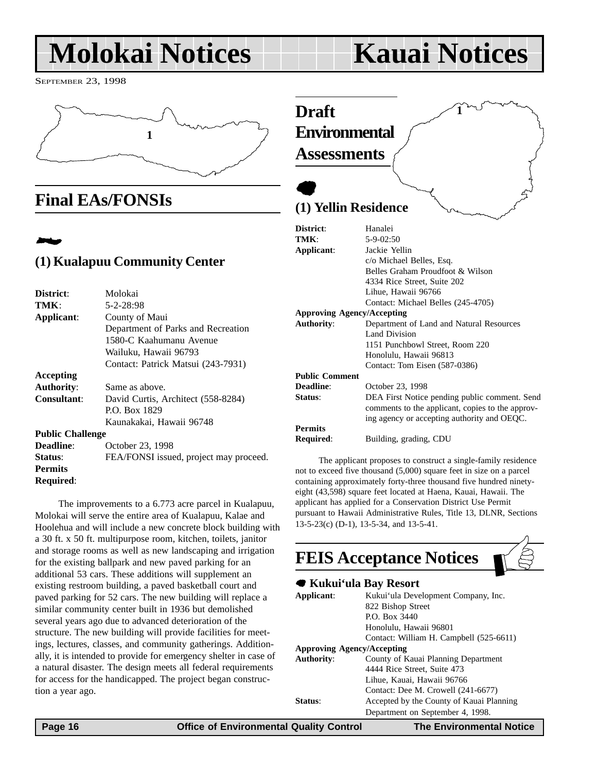# Molokai Notices

SEPTEMBER 23, 1998

1

## Final EAs/FONSIs

### (1) Kualapuu Community Center

**District**: Molokai
**TMK**: 5-2-28:98
**Applicant**: County of Maui
Department of Parks and Recreation
1580-C Kaahumanu Avenue
Wailuku, Hawaii 96793
Contact: Patrick Matsui (243-7931)
**Accepting Authority**: Same as above.
**Consultant**: David Curtis, Architect (558-8284)
P.O. Box 1829
Kaunakakai, Hawaii 96748
**Public Challenge Deadline**: October 23, 1998
**Status**: FEA/FONSI issued, project may proceed.
**Permits Required**:

The improvements to a 6.773 acre parcel in Kualapuu, Molokai will serve the entire area of Kualapuu, Kalae and Hoolehua and will include a new concrete block building with a 30 ft. x 50 ft. multipurpose room, kitchen, toilets, janitor and storage rooms as well as new landscaping and irrigation for the existing ballpark and new paved parking for an additional 53 cars. These additions will supplement an existing restroom building, a paved basketball court and paved parking for 52 cars. The new building will replace a similar community center built in 1936 but demolished several years ago due to advanced deterioration of the structure. The new building will provide facilities for meetings, lectures, classes, and community gatherings. Additionally, it is intended to provide for emergency shelter in case of a natural disaster. The design meets all federal requirements for access for the handicapped. The project began construction a year ago.

# Kauai Notices

1

## Draft Environmental Assessments

### (1) Yellin Residence

**District**: Hanalei
**TMK**: 5-9-02:50
**Applicant**: Jackie Yellin
c/o Michael Belles, Esq.
Belles Graham Proudfoot & Wilson
4334 Rice Street, Suite 202
Lihue, Hawaii 96766
Contact: Michael Belles (245-4705)
**Approving Agency/Accepting Authority**: Department of Land and Natural Resources
Land Division
1151 Punchbowl Street, Room 220
Honolulu, Hawaii 96813
Contact: Tom Eisen (587-0386)
**Public Comment Deadline**: October 23, 1998
**Status**: DEA First Notice pending public comment. Send comments to the applicant, copies to the approving agency or accepting authority and OEQC.
**Permits Required**: Building, grading, CDU

The applicant proposes to construct a single-family residence not to exceed five thousand (5,000) square feet in size on a parcel containing approximately forty-three thousand five hundred ninety-eight (43,598) square feet located at Haena, Kauai, Hawaii. The applicant has applied for a Conservation District Use Permit pursuant to Hawaii Administrative Rules, Title 13, DLNR, Sections 13-5-23(c) (D-1), 13-5-34, and 13-5-41.

## FEIS Acceptance Notices

### Kukui'ula Bay Resort

**Applicant**: Kukui'ula Development Company, Inc.
822 Bishop Street
P.O. Box 3440
Honolulu, Hawaii 96801
Contact: William H. Campbell (525-6611)
**Approving Agency/Accepting Authority**: County of Kauai Planning Department
4444 Rice Street, Suite 473
Lihue, Kauai, Hawaii 96766
Contact: Dee M. Crowell (241-6677)
**Status**: Accepted by the County of Kauai Planning Department on September 4, 1998.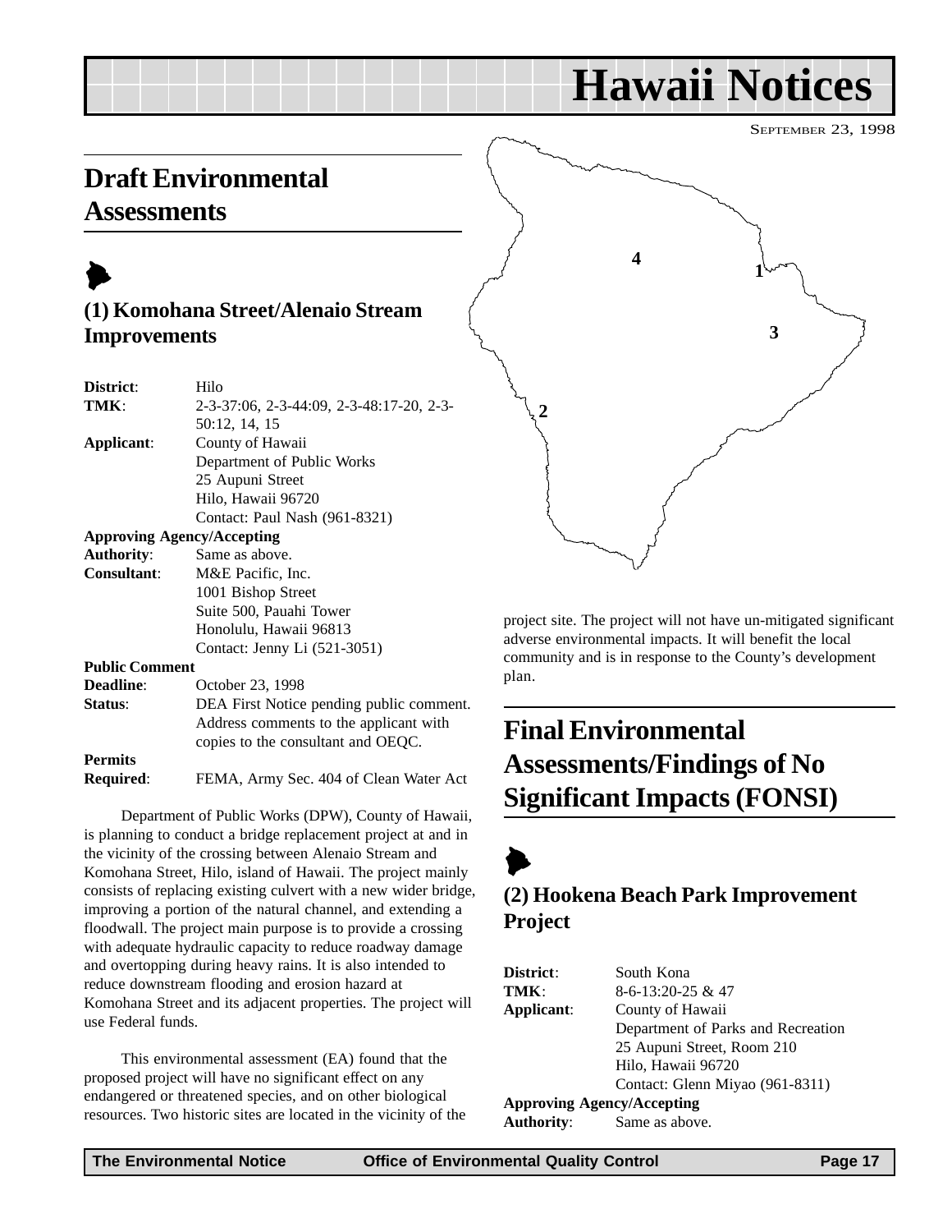# Hawaii Notices

SEPTEMBER 23, 1998

## Draft Environmental Assessments

### (1) Komohana Street/Alenaio Stream Improvements

**District**: Hilo
**TMK**: 2-3-37:06, 2-3-44:09, 2-3-48:17-20, 2-3-50:12, 14, 15
**Applicant**: County of Hawaii
Department of Public Works
25 Aupuni Street
Hilo, Hawaii 96720
Contact: Paul Nash (961-8321)
**Approving Agency/Accepting Authority**: Same as above.
**Consultant**: M&E Pacific, Inc.
1001 Bishop Street
Suite 500, Pauahi Tower
Honolulu, Hawaii 96813
Contact: Jenny Li (521-3051)
**Public Comment Deadline**: October 23, 1998
**Status**: DEA First Notice pending public comment. Address comments to the applicant with copies to the consultant and OEQC.
**Permits Required**: FEMA, Army Sec. 404 of Clean Water Act

Department of Public Works (DPW), County of Hawaii, is planning to conduct a bridge replacement project at and in the vicinity of the crossing between Alenaio Stream and Komohana Street, Hilo, island of Hawaii. The project mainly consists of replacing existing culvert with a new wider bridge, improving a portion of the natural channel, and extending a floodwall. The project main purpose is to provide a crossing with adequate hydraulic capacity to reduce roadway damage and overtopping during heavy rains. It is also intended to reduce downstream flooding and erosion hazard at Komohana Street and its adjacent properties. The project will use Federal funds.

This environmental assessment (EA) found that the proposed project will have no significant effect on any endangered or threatened species, and on other biological resources. Two historic sites are located in the vicinity of the project site. The project will not have un-mitigated significant adverse environmental impacts. It will benefit the local community and is in response to the County's development plan.

## Final Environmental Assessments/Findings of No Significant Impacts (FONSI)

### (2) Hookena Beach Park Improvement Project

**District**: South Kona
**TMK**: 8-6-13:20-25 & 47
**Applicant**: County of Hawaii
Department of Parks and Recreation
25 Aupuni Street, Room 210
Hilo, Hawaii 96720
Contact: Glenn Miyao (961-8311)
**Approving Agency/Accepting Authority**: Same as above.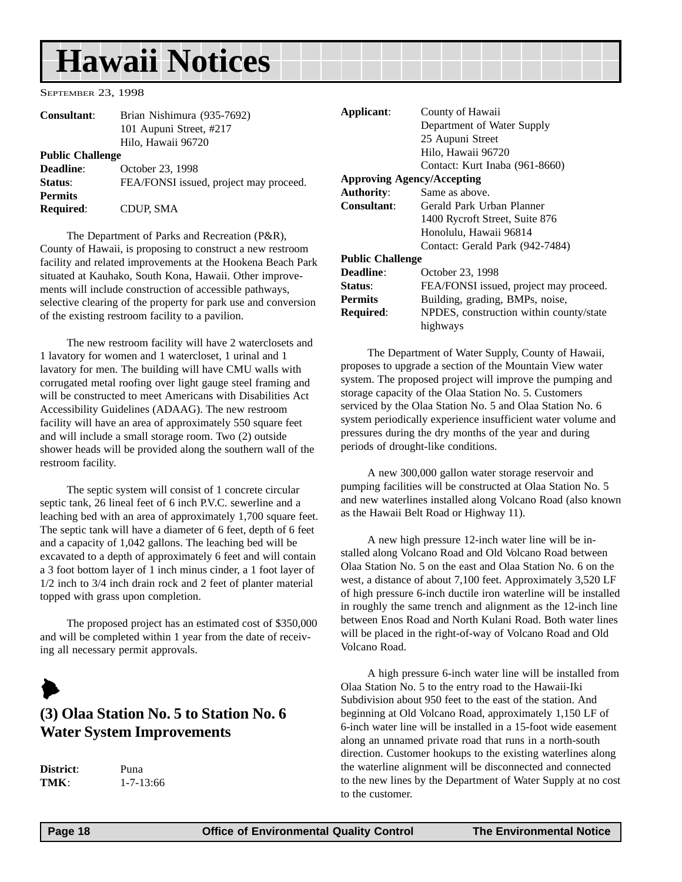**Consultant**: Brian Nishimura (935-7692)
101 Aupuni Street, #217
Hilo, Hawaii 96720

**Public Challenge**
**Deadline**: October 23, 1998

**Status**: FEA/FONSI issued, project may proceed.

**Permits**
**Required**: CDUP, SMA

The Department of Parks and Recreation (P&R), County of Hawaii, is proposing to construct a new restroom facility and related improvements at the Hookena Beach Park situated at Kauhako, South Kona, Hawaii. Other improvements will include construction of accessible pathways, selective clearing of the property for park use and conversion of the existing restroom facility to a pavilion.

The new restroom facility will have 2 waterclosets and 1 lavatory for women and 1 watercloset, 1 urinal and 1 lavatory for men. The building will have CMU walls with corrugated metal roofing over light gauge steel framing and will be constructed to meet Americans with Disabilities Act Accessibility Guidelines (ADAAG). The new restroom facility will have an area of approximately 550 square feet and will include a small storage room. Two (2) outside shower heads will be provided along the southern wall of the restroom facility.

The septic system will consist of 1 concrete circular septic tank, 26 lineal feet of 6 inch P.V.C. sewerline and a leaching bed with an area of approximately 1,700 square feet. The septic tank will have a diameter of 6 feet, depth of 6 feet and a capacity of 1,042 gallons. The leaching bed will be excavated to a depth of approximately 6 feet and will contain a 3 foot bottom layer of 1 inch minus cinder, a 1 foot layer of 1/2 inch to 3/4 inch drain rock and 2 feet of planter material topped with grass upon completion.

The proposed project has an estimated cost of $350,000 and will be completed within 1 year from the date of receiving all necessary permit approvals.

## (3) Olaa Station No. 5 to Station No. 6 Water System Improvements

**District**: Puna
**TMK**: 1-7-13:66

**Applicant**: County of Hawaii
Department of Water Supply
25 Aupuni Street
Hilo, Hawaii 96720
Contact: Kurt Inaba (961-8660)

**Approving Agency/Accepting**
**Authority**: Same as above.

**Consultant**: Gerald Park Urban Planner
1400 Rycroft Street, Suite 876
Honolulu, Hawaii 96814
Contact: Gerald Park (942-7484)

**Public Challenge**
**Deadline**: October 23, 1998

**Status**: FEA/FONSI issued, project may proceed.

**Permits**
**Required**: Building, grading, BMPs, noise, NPDES, construction within county/state highways

The Department of Water Supply, County of Hawaii, proposes to upgrade a section of the Mountain View water system. The proposed project will improve the pumping and storage capacity of the Olaa Station No. 5. Customers serviced by the Olaa Station No. 5 and Olaa Station No. 6 system periodically experience insufficient water volume and pressures during the dry months of the year and during periods of drought-like conditions.

A new 300,000 gallon water storage reservoir and pumping facilities will be constructed at Olaa Station No. 5 and new waterlines installed along Volcano Road (also known as the Hawaii Belt Road or Highway 11).

A new high pressure 12-inch water line will be installed along Volcano Road and Old Volcano Road between Olaa Station No. 5 on the east and Olaa Station No. 6 on the west, a distance of about 7,100 feet. Approximately 3,520 LF of high pressure 6-inch ductile iron waterline will be installed in roughly the same trench and alignment as the 12-inch line between Enos Road and North Kulani Road. Both water lines will be placed in the right-of-way of Volcano Road and Old Volcano Road.

A high pressure 6-inch water line will be installed from Olaa Station No. 5 to the entry road to the Hawaii-Iki Subdivision about 950 feet to the east of the station. And beginning at Old Volcano Road, approximately 1,150 LF of 6-inch water line will be installed in a 15-foot wide easement along an unnamed private road that runs in a north-south direction. Customer hookups to the existing waterlines along the waterline alignment will be disconnected and connected to the new lines by the Department of Water Supply at no cost to the customer.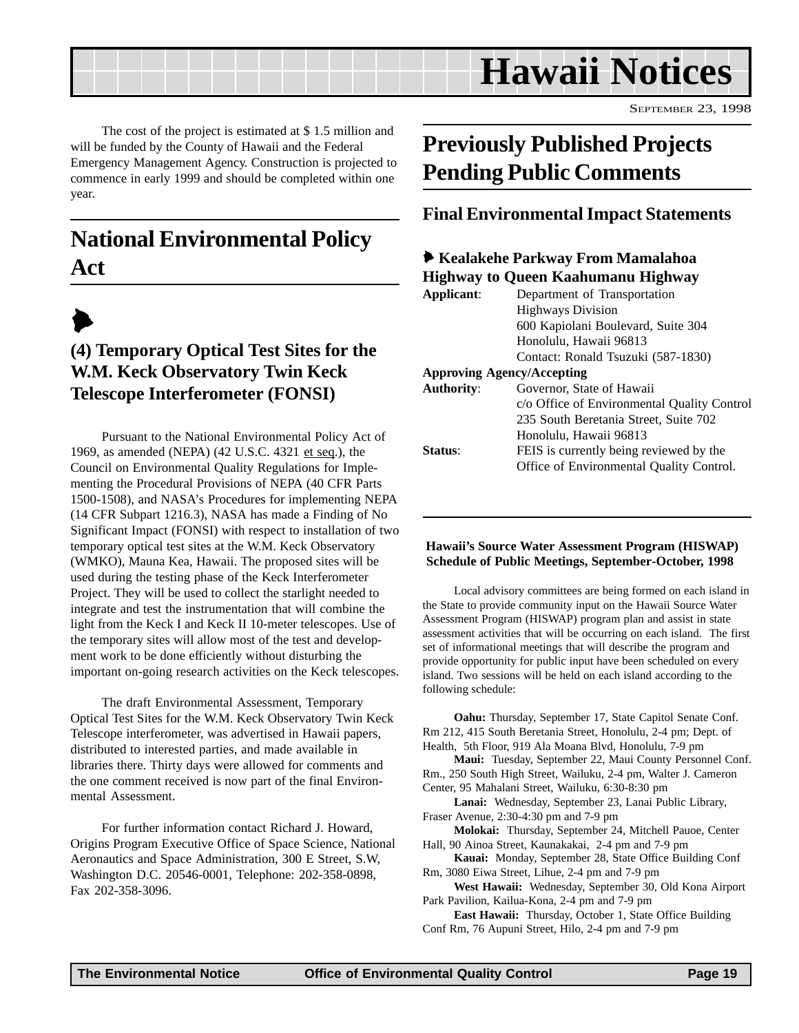The cost of the project is estimated at $ 1.5 million and will be funded by the County of Hawaii and the Federal Emergency Management Agency. Construction is projected to commence in early 1999 and should be completed within one year.

# National Environmental Policy Act

### (4) Temporary Optical Test Sites for the W.M. Keck Observatory Twin Keck Telescope Interferometer (FONSI)

Pursuant to the National Environmental Policy Act of 1969, as amended (NEPA) (42 U.S.C. 4321 et seq.), the Council on Environmental Quality Regulations for Implementing the Procedural Provisions of NEPA (40 CFR Parts 1500-1508), and NASA's Procedures for implementing NEPA (14 CFR Subpart 1216.3), NASA has made a Finding of No Significant Impact (FONSI) with respect to installation of two temporary optical test sites at the W.M. Keck Observatory (WMKO), Mauna Kea, Hawaii. The proposed sites will be used during the testing phase of the Keck Interferometer Project. They will be used to collect the starlight needed to integrate and test the instrumentation that will combine the light from the Keck I and Keck II 10-meter telescopes. Use of the temporary sites will allow most of the test and development work to be done efficiently without disturbing the important on-going research activities on the Keck telescopes.

The draft Environmental Assessment, Temporary Optical Test Sites for the W.M. Keck Observatory Twin Keck Telescope interferometer, was advertised in Hawaii papers, distributed to interested parties, and made available in libraries there. Thirty days were allowed for comments and the one comment received is now part of the final Environmental Assessment.

For further information contact Richard J. Howard, Origins Program Executive Office of Space Science, National Aeronautics and Space Administration, 300 E Street, S.W, Washington D.C. 20546-0001, Telephone: 202-358-0898, Fax 202-358-3096.

# Previously Published Projects Pending Public Comments

## Final Environmental Impact Statements

### Kealakehe Parkway From Mamalahoa Highway to Queen Kaahumanu Highway

**Applicant**: Department of Transportation
Highways Division
600 Kapiolani Boulevard, Suite 304
Honolulu, Hawaii 96813
Contact: Ronald Tsuzuki (587-1830)

**Approving Agency/Accepting Authority**: Governor, State of Hawaii
c/o Office of Environmental Quality Control
235 South Beretania Street, Suite 702
Honolulu, Hawaii 96813

**Status**: FEIS is currently being reviewed by the Office of Environmental Quality Control.

---

**Hawaii's Source Water Assessment Program (HISWAP) Schedule of Public Meetings, September-October, 1998**

Local advisory committees are being formed on each island in the State to provide community input on the Hawaii Source Water Assessment Program (HISWAP) program plan and assist in state assessment activities that will be occurring on each island. The first set of informational meetings that will describe the program and provide opportunity for public input have been scheduled on every island. Two sessions will be held on each island according to the following schedule:

**Oahu:** Thursday, September 17, State Capitol Senate Conf. Rm 212, 415 South Beretania Street, Honolulu, 2-4 pm; Dept. of Health, 5th Floor, 919 Ala Moana Blvd, Honolulu, 7-9 pm

**Maui:** Tuesday, September 22, Maui County Personnel Conf. Rm., 250 South High Street, Wailuku, 2-4 pm, Walter J. Cameron Center, 95 Mahalani Street, Wailuku, 6:30-8:30 pm

**Lanai:** Wednesday, September 23, Lanai Public Library, Fraser Avenue, 2:30-4:30 pm and 7-9 pm

**Molokai:** Thursday, September 24, Mitchell Pauoe, Center Hall, 90 Ainoa Street, Kaunakakai, 2-4 pm and 7-9 pm

**Kauai:** Monday, September 28, State Office Building Conf Rm, 3080 Eiwa Street, Lihue, 2-4 pm and 7-9 pm

**West Hawaii:** Wednesday, September 30, Old Kona Airport Park Pavilion, Kailua-Kona, 2-4 pm and 7-9 pm

**East Hawaii:** Thursday, October 1, State Office Building Conf Rm, 76 Aupuni Street, Hilo, 2-4 pm and 7-9 pm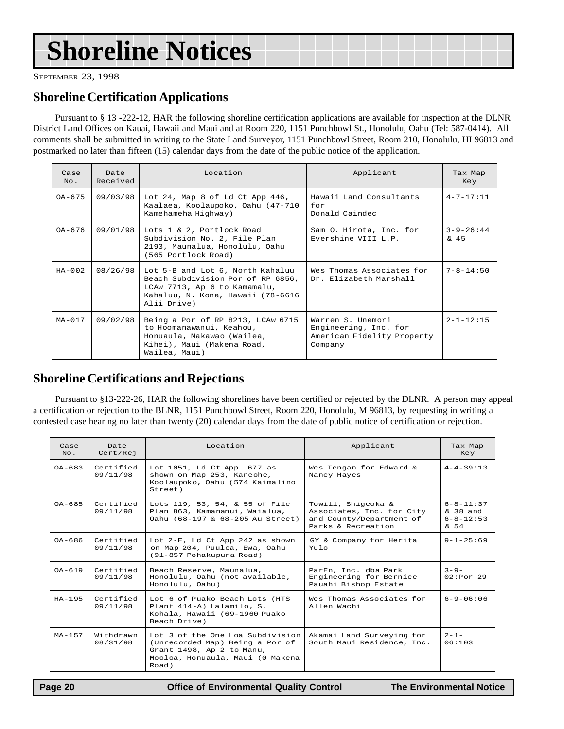# Shoreline Notices

September 23, 1998

## Shoreline Certification Applications

Pursuant to § 13 -222-12, HAR the following shoreline certification applications are available for inspection at the DLNR District Land Offices on Kauai, Hawaii and Maui and at Room 220, 1151 Punchbowl St., Honolulu, Oahu (Tel: 587-0414). All comments shall be submitted in writing to the State Land Surveyor, 1151 Punchbowl Street, Room 210, Honolulu, HI 96813 and postmarked no later than fifteen (15) calendar days from the date of the public notice of the application.

| Case No. | Date Received | Location | Applicant | Tax Map Key |
|---|---|---|---|---|
| OA-675 | 09/03/98 | Lot 24, Map 8 of Ld Ct App 446, Kaalaea, Koolaupoko, Oahu (47-710 Kamehameha Highway) | Hawaii Land Consultants for Donald Caindec | 4-7-17:11 |
| OA-676 | 09/01/98 | Lots 1 & 2, Portlock Road Subdivision No. 2, File Plan 2193, Maunalua, Honolulu, Oahu (565 Portlock Road) | Sam O. Hirota, Inc. for Evershine VIII L.P. | 3-9-26:44 & 45 |
| HA-002 | 08/26/98 | Lot 5-B and Lot 6, North Kahaluu Beach Subdivision Por of RP 6856, LCAw 7713, Ap 6 to Kamamalu, Kahaluu, N. Kona, Hawaii (78-6616 Alii Drive) | Wes Thomas Associates for Dr. Elizabeth Marshall | 7-8-14:50 |
| MA-017 | 09/02/98 | Being a Por of RP 8213, LCAw 6715 to Hoomanawanui, Keahou, Honuaula, Makawao (Wailea, Kihei), Maui (Makena Road, Wailea, Maui) | Warren S. Unemori Engineering, Inc. for American Fidelity Property Company | 2-1-12:15 |

## Shoreline Certifications and Rejections

Pursuant to §13-222-26, HAR the following shorelines have been certified or rejected by the DLNR. A person may appeal a certification or rejection to the BLNR, 1151 Punchbowl Street, Room 220, Honolulu, M 96813, by requesting in writing a contested case hearing no later than twenty (20) calendar days from the date of public notice of certification or rejection.

| Case No. | Date Cert/Rej | Location | Applicant | Tax Map Key |
|---|---|---|---|---|
| OA-683 | Certified 09/11/98 | Lot 1051, Ld Ct App. 677 as shown on Map 253, Kaneohe, Koolaupoko, Oahu (574 Kaimalino Street) | Wes Tengan for Edward & Nancy Hayes | 4-4-39:13 |
| OA-685 | Certified 09/11/98 | Lots 119, 53, 54, & 55 of File Plan 863, Kamananui, Waialua, Oahu (68-197 & 68-205 Au Street) | Towill, Shigeoka & Associates, Inc. for City and County/Department of Parks & Recreation | 6-8-11:37 & 38 and 6-8-12:53 & 54 |
| OA-686 | Certified 09/11/98 | Lot 2-E, Ld Ct App 242 as shown on Map 204, Puuloa, Ewa, Oahu (91-857 Pohakupuna Road) | GY & Company for Herita Yulo | 9-1-25:69 |
| OA-619 | Certified 09/11/98 | Beach Reserve, Maunalua, Honolulu, Oahu (not available, Honolulu, Oahu) | ParEn, Inc. dba Park Engineering for Bernice Pauahi Bishop Estate | 3-9-02:Por 29 |
| HA-195 | Certified 09/11/98 | Lot 6 of Puako Beach Lots (HTS Plant 414-A) Lalamilo, S. Kohala, Hawaii (69-1960 Puako Beach Drive) | Wes Thomas Associates for Allen Wachi | 6-9-06:06 |
| MA-157 | Withdrawn 08/31/98 | Lot 3 of the One Loa Subdivision (Unrecorded Map) Being a Por of Grant 1498, Ap 2 to Manu, Mooloa, Honuaula, Maui (0 Makena Road) | Akamai Land Surveying for South Maui Residence, Inc. | 2-1-06:103 |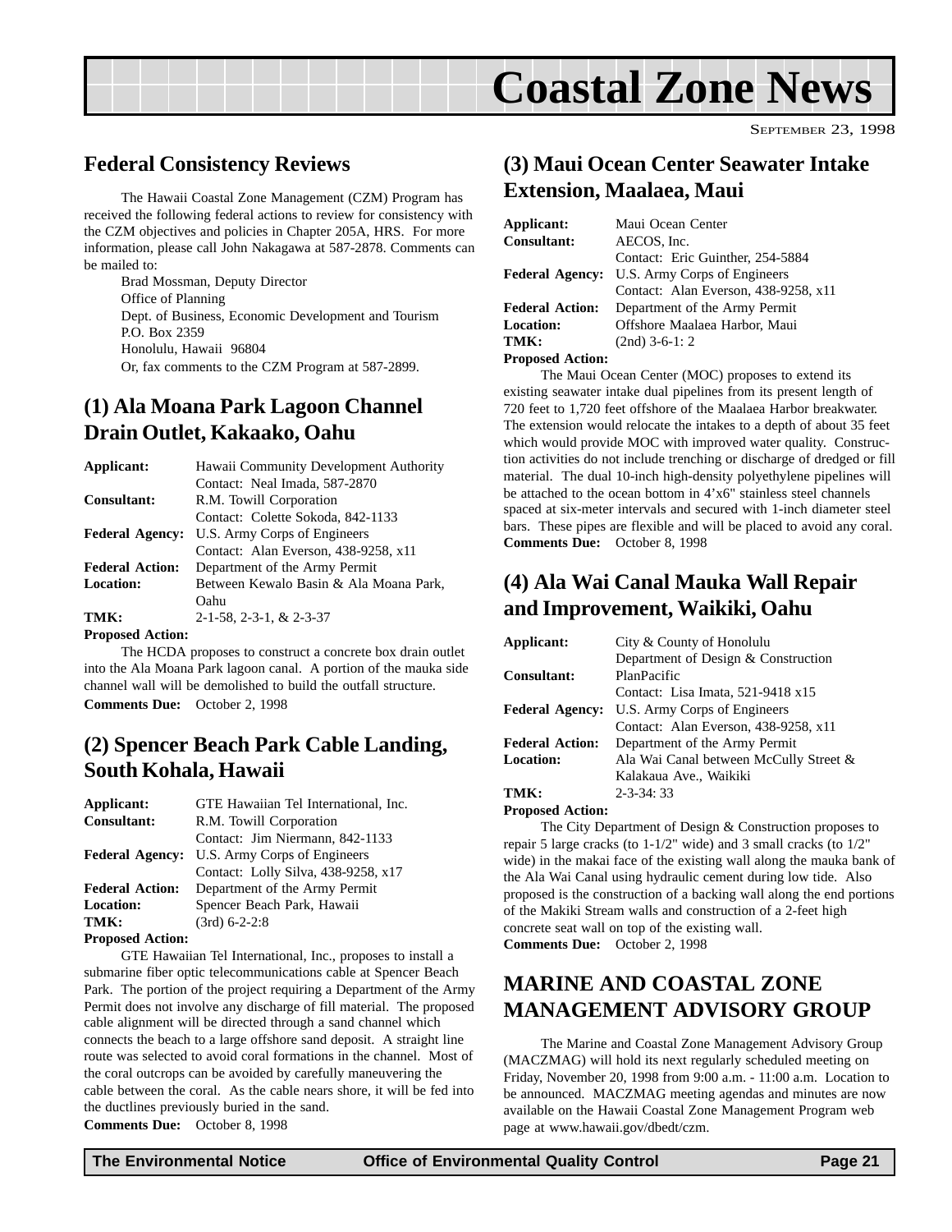# Coastal Zone News

SEPTEMBER 23, 1998

## Federal Consistency Reviews

The Hawaii Coastal Zone Management (CZM) Program has received the following federal actions to review for consistency with the CZM objectives and policies in Chapter 205A, HRS. For more information, please call John Nakagawa at 587-2878. Comments can be mailed to:

Brad Mossman, Deputy Director
Office of Planning
Dept. of Business, Economic Development and Tourism
P.O. Box 2359
Honolulu, Hawaii 96804
Or, fax comments to the CZM Program at 587-2899.

## (1) Ala Moana Park Lagoon Channel Drain Outlet, Kakaako, Oahu

**Applicant:** Hawaii Community Development Authority
Contact: Neal Imada, 587-2870
**Consultant:** R.M. Towill Corporation
Contact: Colette Sokoda, 842-1133
**Federal Agency:** U.S. Army Corps of Engineers
Contact: Alan Everson, 438-9258, x11
**Federal Action:** Department of the Army Permit
**Location:** Between Kewalo Basin & Ala Moana Park, Oahu
**TMK:** 2-1-58, 2-3-1, & 2-3-37
**Proposed Action:**

The HCDA proposes to construct a concrete box drain outlet into the Ala Moana Park lagoon canal. A portion of the mauka side channel wall will be demolished to build the outfall structure.

**Comments Due:** October 2, 1998

## (2) Spencer Beach Park Cable Landing, South Kohala, Hawaii

**Applicant:** GTE Hawaiian Tel International, Inc.
**Consultant:** R.M. Towill Corporation
Contact: Jim Niermann, 842-1133
**Federal Agency:** U.S. Army Corps of Engineers
Contact: Lolly Silva, 438-9258, x17
**Federal Action:** Department of the Army Permit
**Location:** Spencer Beach Park, Hawaii
**TMK:** (3rd) 6-2-2:8
**Proposed Action:**

GTE Hawaiian Tel International, Inc., proposes to install a submarine fiber optic telecommunications cable at Spencer Beach Park. The portion of the project requiring a Department of the Army Permit does not involve any discharge of fill material. The proposed cable alignment will be directed through a sand channel which connects the beach to a large offshore sand deposit. A straight line route was selected to avoid coral formations in the channel. Most of the coral outcrops can be avoided by carefully maneuvering the cable between the coral. As the cable nears shore, it will be fed into the ductlines previously buried in the sand.

**Comments Due:** October 8, 1998

## (3) Maui Ocean Center Seawater Intake Extension, Maalaea, Maui

**Applicant:** Maui Ocean Center
**Consultant:** AECOS, Inc.
Contact: Eric Guinther, 254-5884
**Federal Agency:** U.S. Army Corps of Engineers
Contact: Alan Everson, 438-9258, x11
**Federal Action:** Department of the Army Permit
**Location:** Offshore Maalaea Harbor, Maui
**TMK:** (2nd) 3-6-1: 2
**Proposed Action:**

The Maui Ocean Center (MOC) proposes to extend its existing seawater intake dual pipelines from its present length of 720 feet to 1,720 feet offshore of the Maalaea Harbor breakwater. The extension would relocate the intakes to a depth of about 35 feet which would provide MOC with improved water quality. Construction activities do not include trenching or discharge of dredged or fill material. The dual 10-inch high-density polyethylene pipelines will be attached to the ocean bottom in 4'x6" stainless steel channels spaced at six-meter intervals and secured with 1-inch diameter steel bars. These pipes are flexible and will be placed to avoid any coral.

**Comments Due:** October 8, 1998

## (4) Ala Wai Canal Mauka Wall Repair and Improvement, Waikiki, Oahu

**Applicant:** City & County of Honolulu
Department of Design & Construction
**Consultant:** PlanPacific
Contact: Lisa Imata, 521-9418 x15
**Federal Agency:** U.S. Army Corps of Engineers
Contact: Alan Everson, 438-9258, x11
**Federal Action:** Department of the Army Permit
**Location:** Ala Wai Canal between McCully Street & Kalakaua Ave., Waikiki
**TMK:** 2-3-34: 33
**Proposed Action:**

The City Department of Design & Construction proposes to repair 5 large cracks (to 1-1/2" wide) and 3 small cracks (to 1/2" wide) in the makai face of the existing wall along the mauka bank of the Ala Wai Canal using hydraulic cement during low tide. Also proposed is the construction of a backing wall along the end portions of the Makiki Stream walls and construction of a 2-feet high concrete seat wall on top of the existing wall.

**Comments Due:** October 2, 1998

## MARINE AND COASTAL ZONE MANAGEMENT ADVISORY GROUP

The Marine and Coastal Zone Management Advisory Group (MACZMAG) will hold its next regularly scheduled meeting on Friday, November 20, 1998 from 9:00 a.m. - 11:00 a.m. Location to be announced. MACZMAG meeting agendas and minutes are now available on the Hawaii Coastal Zone Management Program web page at www.hawaii.gov/dbedt/czm.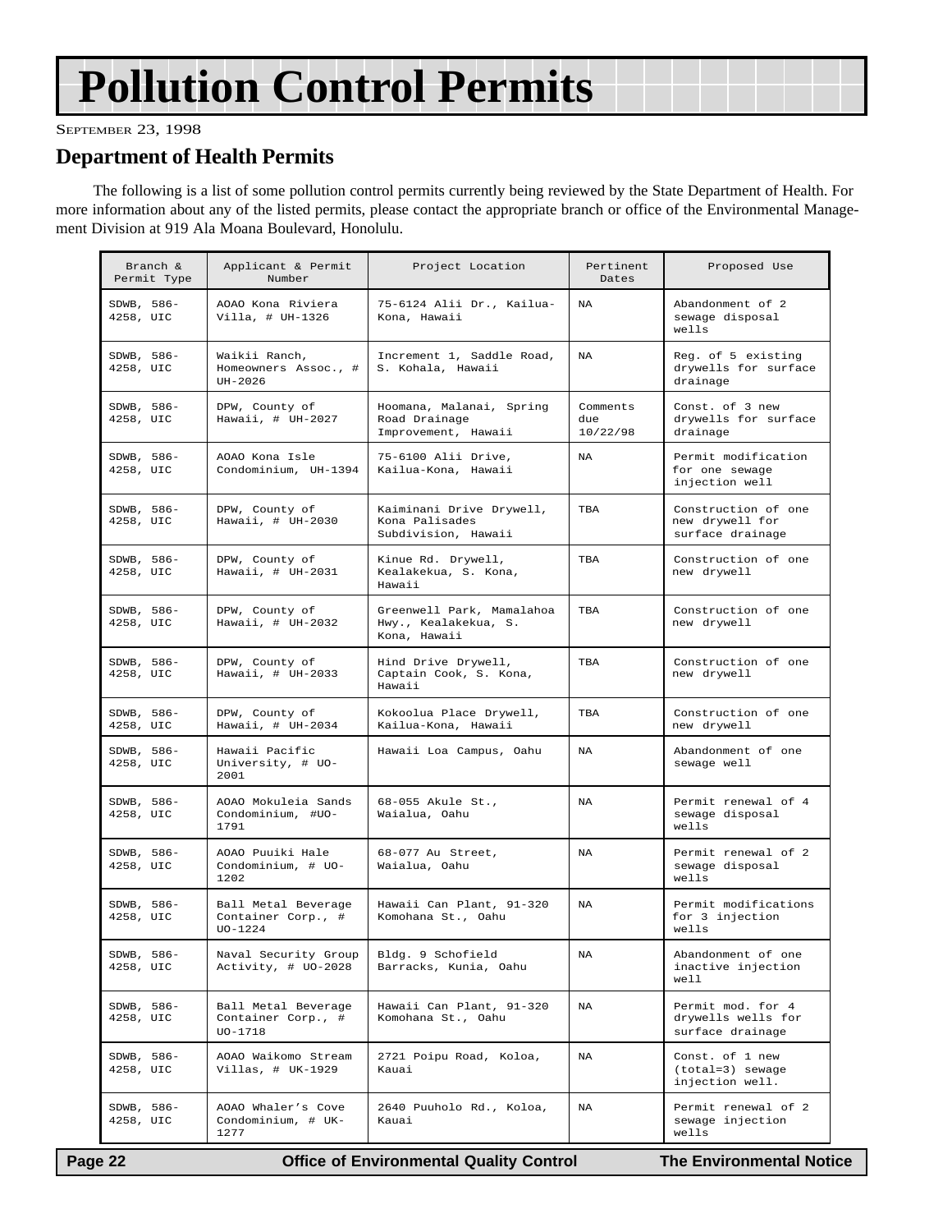# Pollution Control Permits

SEPTEMBER 23, 1998

## Department of Health Permits

The following is a list of some pollution control permits currently being reviewed by the State Department of Health. For more information about any of the listed permits, please contact the appropriate branch or office of the Environmental Management Division at 919 Ala Moana Boulevard, Honolulu.

| Branch & Permit Type | Applicant & Permit Number | Project Location | Pertinent Dates | Proposed Use |
|---|---|---|---|---|
| SDWB, 586-4258, UIC | AOAO Kona Riviera Villa, # UH-1326 | 75-6124 Alii Dr., Kailua-Kona, Hawaii | NA | Abandonment of 2 sewage disposal wells |
| SDWB, 586-4258, UIC | Waikii Ranch, Homeowners Assoc., # UH-2026 | Increment 1, Saddle Road, S. Kohala, Hawaii | NA | Reg. of 5 existing drywells for surface drainage |
| SDWB, 586-4258, UIC | DPW, County of Hawaii, # UH-2027 | Hoomana, Malanai, Spring Road Drainage Improvement, Hawaii | Comments due 10/22/98 | Const. of 3 new drywells for surface drainage |
| SDWB, 586-4258, UIC | AOAO Kona Isle Condominium, UH-1394 | 75-6100 Alii Drive, Kailua-Kona, Hawaii | NA | Permit modification for one sewage injection well |
| SDWB, 586-4258, UIC | DPW, County of Hawaii, # UH-2030 | Kaiminani Drive Drywell, Kona Palisades Subdivision, Hawaii | TBA | Construction of one new drywell for surface drainage |
| SDWB, 586-4258, UIC | DPW, County of Hawaii, # UH-2031 | Kinue Rd. Drywell, Kealakekua, S. Kona, Hawaii | TBA | Construction of one new drywell |
| SDWB, 586-4258, UIC | DPW, County of Hawaii, # UH-2032 | Greenwell Park, Mamalahoa Hwy., Kealakekua, S. Kona, Hawaii | TBA | Construction of one new drywell |
| SDWB, 586-4258, UIC | DPW, County of Hawaii, # UH-2033 | Hind Drive Drywell, Captain Cook, S. Kona, Hawaii | TBA | Construction of one new drywell |
| SDWB, 586-4258, UIC | DPW, County of Hawaii, # UH-2034 | Kokoolua Place Drywell, Kailua-Kona, Hawaii | TBA | Construction of one new drywell |
| SDWB, 586-4258, UIC | Hawaii Pacific University, # UO-2001 | Hawaii Loa Campus, Oahu | NA | Abandonment of one sewage well |
| SDWB, 586-4258, UIC | AOAO Mokuleia Sands Condominium, #UO-1791 | 68-055 Akule St., Waialua, Oahu | NA | Permit renewal of 4 sewage disposal wells |
| SDWB, 586-4258, UIC | AOAO Puuiki Hale Condominium, # UO-1202 | 68-077 Au Street, Waialua, Oahu | NA | Permit renewal of 2 sewage disposal wells |
| SDWB, 586-4258, UIC | Ball Metal Beverage Container Corp., # UO-1224 | Hawaii Can Plant, 91-320 Komohana St., Oahu | NA | Permit modifications for 3 injection wells |
| SDWB, 586-4258, UIC | Naval Security Group Activity, # UO-2028 | Bldg. 9 Schofield Barracks, Kunia, Oahu | NA | Abandonment of one inactive injection well |
| SDWB, 586-4258, UIC | Ball Metal Beverage Container Corp., # UO-1718 | Hawaii Can Plant, 91-320 Komohana St., Oahu | NA | Permit mod. for 4 drywells wells for surface drainage |
| SDWB, 586-4258, UIC | AOAO Waikomo Stream Villas, # UK-1929 | 2721 Poipu Road, Koloa, Kauai | NA | Const. of 1 new (total=3) sewage injection well. |
| SDWB, 586-4258, UIC | AOAO Whaler's Cove Condominium, # UK-1277 | 2640 Puuholo Rd., Koloa, Kauai | NA | Permit renewal of 2 sewage injection wells |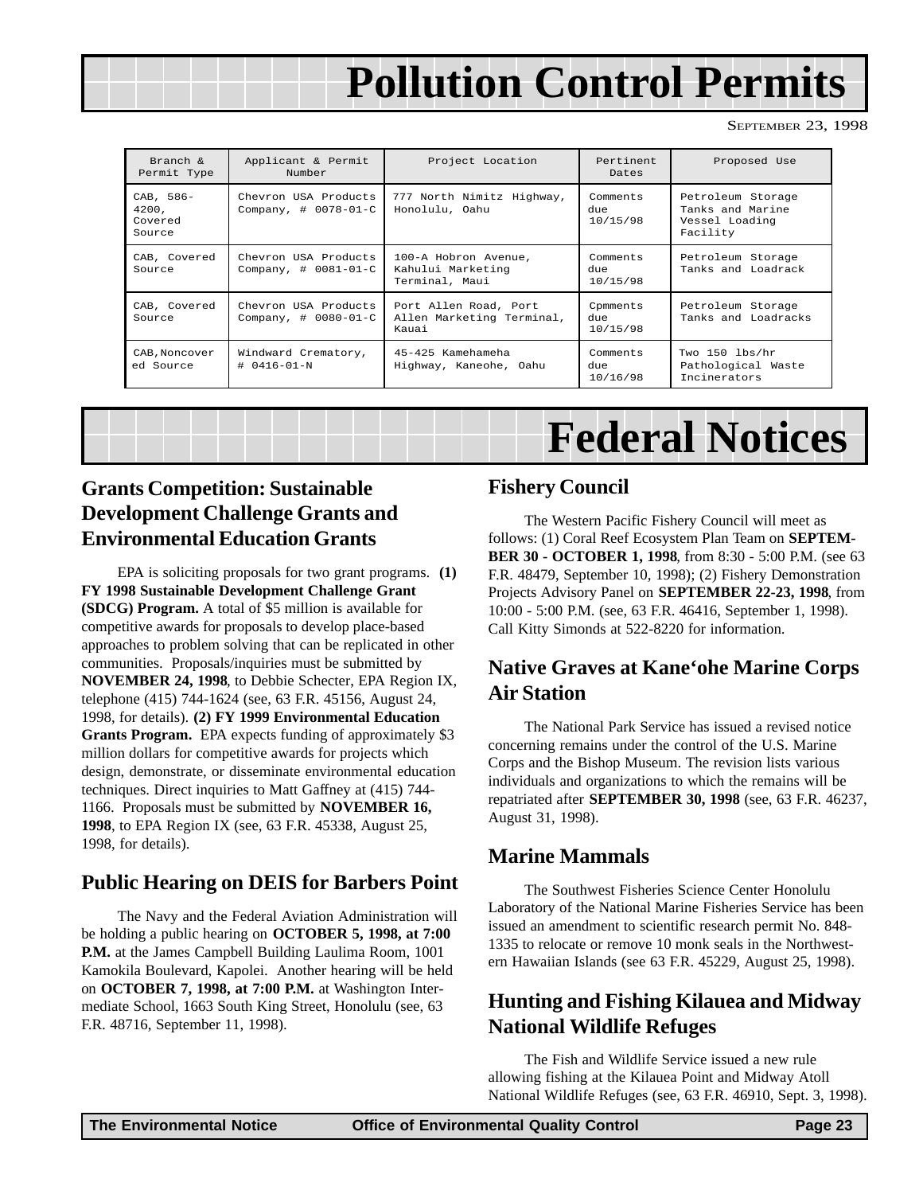# Pollution Control Permits

SEPTEMBER 23, 1998

| Branch & Permit Type | Applicant & Permit Number | Project Location | Pertinent Dates | Proposed Use |
|---|---|---|---|---|
| CAB, 586-4200, Covered Source | Chevron USA Products Company, # 0078-01-C | 777 North Nimitz Highway, Honolulu, Oahu | Comments due 10/15/98 | Petroleum Storage Tanks and Marine Vessel Loading Facility |
| CAB, Covered Source | Chevron USA Products Company, # 0081-01-C | 100-A Hobron Avenue, Kahului Marketing Terminal, Maui | Comments due 10/15/98 | Petroleum Storage Tanks and Loadrack |
| CAB, Covered Source | Chevron USA Products Company, # 0080-01-C | Port Allen Road, Port Allen Marketing Terminal, Kauai | Cpmments due 10/15/98 | Petroleum Storage Tanks and Loadracks |
| CAB, Noncovered Source | Windward Crematory, # 0416-01-N | 45-425 Kamehameha Highway, Kaneohe, Oahu | Comments due 10/16/98 | Two 150 lbs/hr Pathological Waste Incinerators |

# Federal Notices

## Grants Competition: Sustainable Development Challenge Grants and Environmental Education Grants

EPA is soliciting proposals for two grant programs. **(1) FY 1998 Sustainable Development Challenge Grant (SDCG) Program.** A total of $5 million is available for competitive awards for proposals to develop place-based approaches to problem solving that can be replicated in other communities. Proposals/inquiries must be submitted by **NOVEMBER 24, 1998**, to Debbie Schecter, EPA Region IX, telephone (415) 744-1624 (see, 63 F.R. 45156, August 24, 1998, for details). **(2) FY 1999 Environmental Education Grants Program.** EPA expects funding of approximately $3 million dollars for competitive awards for projects which design, demonstrate, or disseminate environmental education techniques. Direct inquiries to Matt Gaffney at (415) 744-1166. Proposals must be submitted by **NOVEMBER 16, 1998**, to EPA Region IX (see, 63 F.R. 45338, August 25, 1998, for details).

## Public Hearing on DEIS for Barbers Point

The Navy and the Federal Aviation Administration will be holding a public hearing on **OCTOBER 5, 1998, at 7:00 P.M.** at the James Campbell Building Laulima Room, 1001 Kamokila Boulevard, Kapolei. Another hearing will be held on **OCTOBER 7, 1998, at 7:00 P.M.** at Washington Intermediate School, 1663 South King Street, Honolulu (see, 63 F.R. 48716, September 11, 1998).

## Fishery Council

The Western Pacific Fishery Council will meet as follows: (1) Coral Reef Ecosystem Plan Team on **SEPTEMBER 30 - OCTOBER 1, 1998**, from 8:30 - 5:00 P.M. (see 63 F.R. 48479, September 10, 1998); (2) Fishery Demonstration Projects Advisory Panel on **SEPTEMBER 22-23, 1998**, from 10:00 - 5:00 P.M. (see, 63 F.R. 46416, September 1, 1998). Call Kitty Simonds at 522-8220 for information.

## Native Graves at Kane‘ohe Marine Corps Air Station

The National Park Service has issued a revised notice concerning remains under the control of the U.S. Marine Corps and the Bishop Museum. The revision lists various individuals and organizations to which the remains will be repatriated after **SEPTEMBER 30, 1998** (see, 63 F.R. 46237, August 31, 1998).

## Marine Mammals

The Southwest Fisheries Science Center Honolulu Laboratory of the National Marine Fisheries Service has been issued an amendment to scientific research permit No. 848-1335 to relocate or remove 10 monk seals in the Northwestern Hawaiian Islands (see 63 F.R. 45229, August 25, 1998).

## Hunting and Fishing Kilauea and Midway National Wildlife Refuges

The Fish and Wildlife Service issued a new rule allowing fishing at the Kilauea Point and Midway Atoll National Wildlife Refuges (see, 63 F.R. 46910, Sept. 3, 1998).